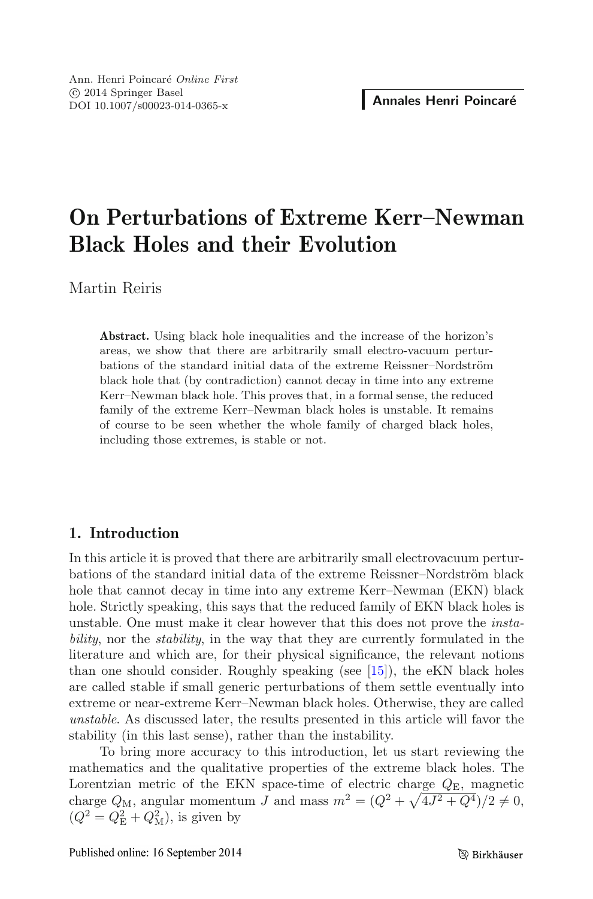# On Perturbations of Extreme Kerr–Newman Black Holes and their Evolution

Martin Reiris

**Abstract.** Using black hole inequalities and the increase of the horizon's areas, we show that there are arbitrarily small electro-vacuum perturbations of the standard initial data of the extreme Reissner–Nordström black hole that (by contradiction) cannot decay in time into any extreme Kerr–Newman black hole. This proves that, in a formal sense, the reduced family of the extreme Kerr–Newman black holes is unstable. It remains of course to be seen whether the whole family of charged black holes, including those extremes, is stable or not.

## 1. Introduction

In this article it is proved that there are arbitrarily small electrovacuum perturbations of the standard initial data of the extreme Reissner–Nordström black hole that cannot decay in time into any extreme Kerr–Newman (EKN) black hole. Strictly speaking, this says that the reduced family of EKN black holes is unstable. One must make it clear however that this does not prove the *instability*, nor the *stability*, in the way that they are currently formulated in the literature and which are, for their physical significance, the relevant notions than one should consider. Roughly speaking (see [15]), the eKN black holes are called stable if small generic perturbations of them settle eventually into extreme or near-extreme Kerr–Newman black holes. Otherwise, they are called *unstable*. As discussed later, the results presented in this article will favor the stability (in this last sense), rather than the instability.

To bring more accuracy to this introduction, let us start reviewing the mathematics and the qualitative properties of the extreme black holes. The Lorentzian metric of the EKN space-time of electric charge $Q_{\rm E}$, magnetic charge $Q_{\rm M}$, angular momentum $J$ and mass $m^2 = (Q^2 + \sqrt{4J^2 + Q^4})/2 \neq 0$, ($Q^2 = Q_{\rm E}^2 + Q_{\rm M}^2$), is given by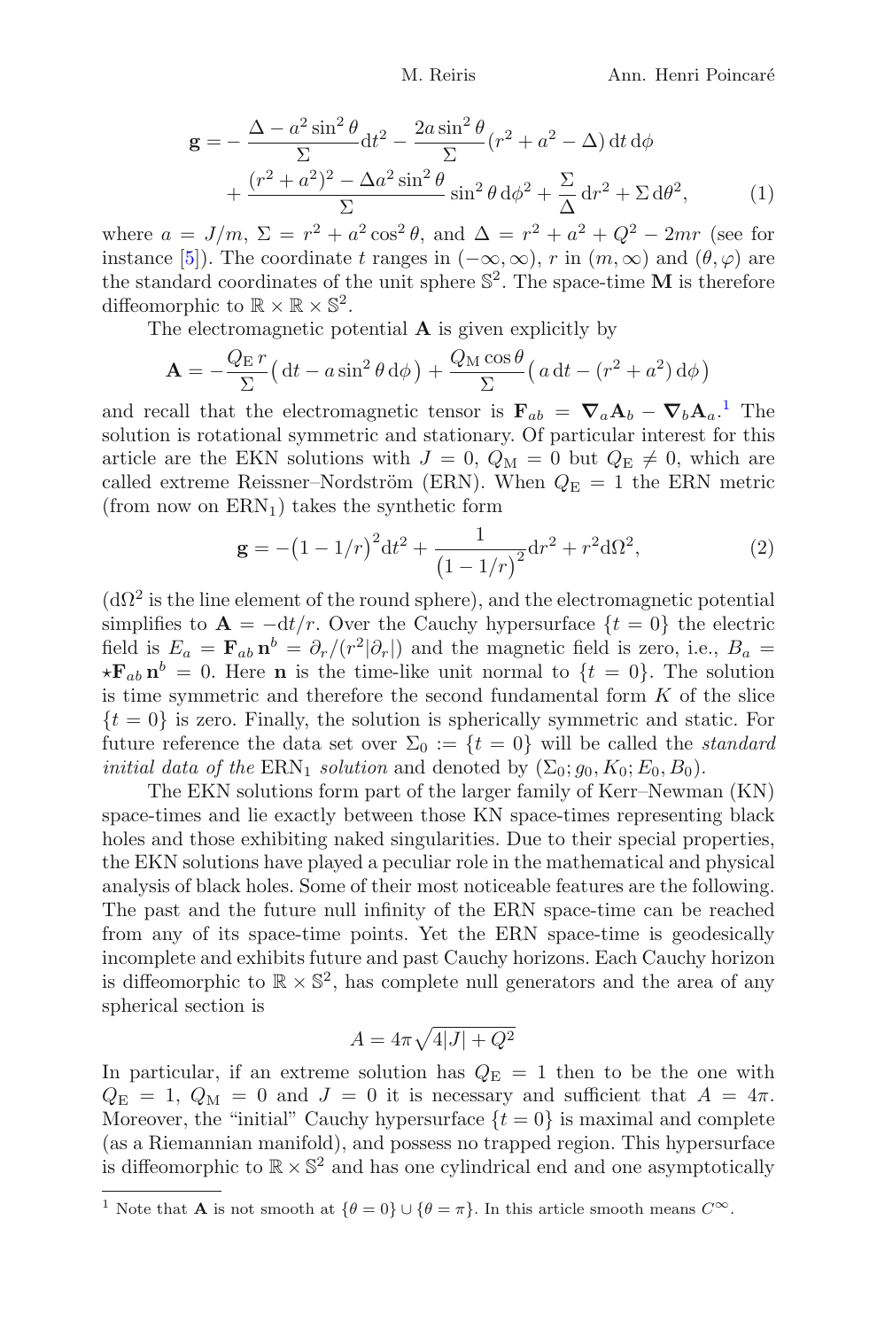$$\mathbf{g} = -\frac{\Delta - a^2\sin^2\theta}{\Sigma}\mathrm{d}t^2 - \frac{2a\sin^2\theta}{\Sigma}(r^2+a^2-\Delta)\,\mathrm{d}t\,\mathrm{d}\phi + \frac{(r^2+a^2)^2 - \Delta a^2\sin^2\theta}{\Sigma}\sin^2\theta\,\mathrm{d}\phi^2 + \frac{\Sigma}{\Delta}\,\mathrm{d}r^2 + \Sigma\,\mathrm{d}\theta^2, \qquad (1)$$

where $a = J/m$, $\Sigma = r^2 + a^2\cos^2\theta$, and $\Delta = r^2 + a^2 + Q^2 - 2mr$ (see for instance [5]). The coordinate $t$ ranges in $(-\infty,\infty)$, $r$ in $(m,\infty)$ and $(\theta,\varphi)$ are the standard coordinates of the unit sphere $\mathbb{S}^2$. The space-time $\mathbf{M}$ is therefore diffeomorphic to $\mathbb{R}\times\mathbb{R}\times\mathbb{S}^2$.

The electromagnetic potential $\mathbf{A}$ is given explicitly by

$$\mathbf{A} = -\frac{Q_{\mathrm{E}}\,r}{\Sigma}\big(\,\mathrm{d}t - a\sin^2\theta\,\mathrm{d}\phi\big) + \frac{Q_{\mathrm{M}}\cos\theta}{\Sigma}\big(\,a\,\mathrm{d}t - (r^2+a^2)\,\mathrm{d}\phi\big)$$

and recall that the electromagnetic tensor is $\mathbf{F}_{ab} = \boldsymbol{\nabla}_a\mathbf{A}_b - \boldsymbol{\nabla}_b\mathbf{A}_a$.[1] The solution is rotational symmetric and stationary. Of particular interest for this article are the EKN solutions with $J=0$, $Q_{\mathrm{M}}=0$ but $Q_{\mathrm{E}}\neq 0$, which are called extreme Reissner–Nordström (ERN). When $Q_{\mathrm{E}}=1$ the ERN metric (from now on $\mathrm{ERN}_1$) takes the synthetic form

$$\mathbf{g} = -\big(1-1/r\big)^2\mathrm{d}t^2 + \frac{1}{\big(1-1/r\big)^2}\mathrm{d}r^2 + r^2\mathrm{d}\Omega^2, \qquad (2)$$

($\mathrm{d}\Omega^2$ is the line element of the round sphere), and the electromagnetic potential simplifies to $\mathbf{A} = -\mathrm{d}t/r$. Over the Cauchy hypersurface $\{t=0\}$ the electric field is $E_a = \mathbf{F}_{ab}\,\mathbf{n}^b = \partial_r/(r^2|\partial_r|)$ and the magnetic field is zero, i.e., $B_a = \star\mathbf{F}_{ab}\,\mathbf{n}^b = 0$. Here $\mathbf{n}$ is the time-like unit normal to $\{t=0\}$. The solution is time symmetric and therefore the second fundamental form $K$ of the slice $\{t=0\}$ is zero. Finally, the solution is spherically symmetric and static. For future reference the data set over $\Sigma_0 := \{t=0\}$ will be called the *standard initial data of the* $\mathrm{ERN}_1$ *solution* and denoted by $(\Sigma_0; g_0, K_0; E_0, B_0)$.

The EKN solutions form part of the larger family of Kerr–Newman (KN) space-times and lie exactly between those KN space-times representing black holes and those exhibiting naked singularities. Due to their special properties, the EKN solutions have played a peculiar role in the mathematical and physical analysis of black holes. Some of their most noticeable features are the following. The past and the future null infinity of the ERN space-time can be reached from any of its space-time points. Yet the ERN space-time is geodesically incomplete and exhibits future and past Cauchy horizons. Each Cauchy horizon is diffeomorphic to $\mathbb{R}\times\mathbb{S}^2$, has complete null generators and the area of any spherical section is

$$A = 4\pi\sqrt{4|J| + Q^2}$$

In particular, if an extreme solution has $Q_{\mathrm{E}}=1$ then to be the one with $Q_{\mathrm{E}}=1$, $Q_{\mathrm{M}}=0$ and $J=0$ it is necessary and sufficient that $A=4\pi$. Moreover, the "initial" Cauchy hypersurface $\{t=0\}$ is maximal and complete (as a Riemannian manifold), and possess no trapped region. This hypersurface is diffeomorphic to $\mathbb{R}\times\mathbb{S}^2$ and has one cylindrical end and one asymptotically

[1] Note that $\mathbf{A}$ is not smooth at $\{\theta=0\}\cup\{\theta=\pi\}$. In this article smooth means $C^\infty$.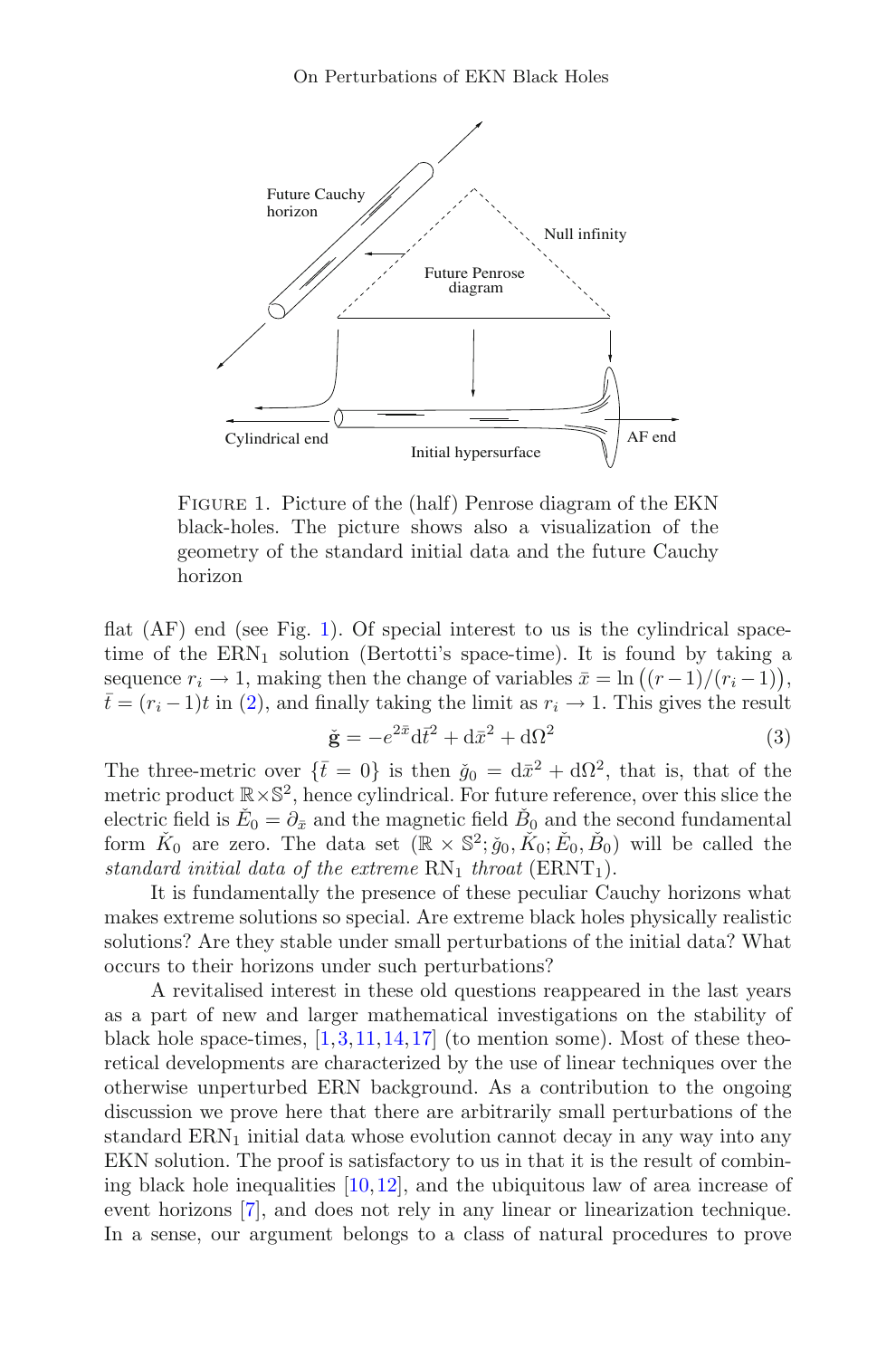Figure 1. Picture of the (half) Penrose diagram of the EKN black-holes. The picture shows also a visualization of the geometry of the standard initial data and the future Cauchy horizon

flat (AF) end (see Fig. 1). Of special interest to us is the cylindrical space-time of the $\mathrm{ERN}_1$ solution (Bertotti's space-time). It is found by taking a sequence $r_i \to 1$, making then the change of variables $\bar{x} = \ln\big((r-1)/(r_i-1)\big)$, $\bar{t} = (r_i - 1)t$ in (2), and finally taking the limit as $r_i \to 1$. This gives the result

$$\breve{\mathbf{g}} = -e^{2\bar{x}}\mathrm{d}\bar{t}^2 + \mathrm{d}\bar{x}^2 + \mathrm{d}\Omega^2 \tag{3}$$

The three-metric over $\{\bar{t} = 0\}$ is then $\breve{g}_0 = \mathrm{d}\bar{x}^2 + \mathrm{d}\Omega^2$, that is, that of the metric product $\mathbb{R}\times\mathbb{S}^2$, hence cylindrical. For future reference, over this slice the electric field is $\breve{E}_0 = \partial_{\bar{x}}$ and the magnetic field $\breve{B}_0$ and the second fundamental form $\breve{K}_0$ are zero. The data set $(\mathbb{R}\times\mathbb{S}^2; \breve{g}_0, \breve{K}_0; \breve{E}_0, \breve{B}_0)$ will be called the *standard initial data of the extreme* $\mathrm{RN}_1$ *throat* ($\mathrm{ERNT}_1$).

It is fundamentally the presence of these peculiar Cauchy horizons what makes extreme solutions so special. Are extreme black holes physically realistic solutions? Are they stable under small perturbations of the initial data? What occurs to their horizons under such perturbations?

A revitalised interest in these old questions reappeared in the last years as a part of new and larger mathematical investigations on the stability of black hole space-times, [1,3,11,14,17] (to mention some). Most of these theoretical developments are characterized by the use of linear techniques over the otherwise unperturbed ERN background. As a contribution to the ongoing discussion we prove here that there are arbitrarily small perturbations of the standard $\mathrm{ERN}_1$ initial data whose evolution cannot decay in any way into any EKN solution. The proof is satisfactory to us in that it is the result of combining black hole inequalities [10,12], and the ubiquitous law of area increase of event horizons [7], and does not rely in any linear or linearization technique. In a sense, our argument belongs to a class of natural procedures to prove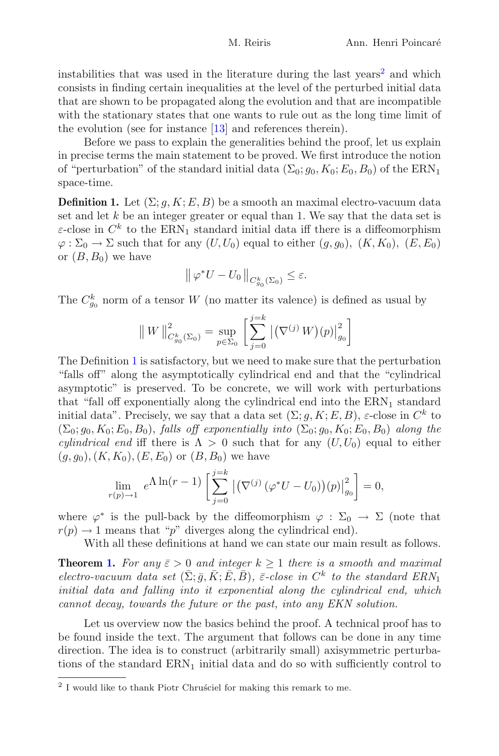instabilities that was used in the literature during the last years[2] and which consists in finding certain inequalities at the level of the perturbed initial data that are shown to be propagated along the evolution and that are incompatible with the stationary states that one wants to rule out as the long time limit of the evolution (see for instance [13] and references therein).

Before we pass to explain the generalities behind the proof, let us explain in precise terms the main statement to be proved. We first introduce the notion of "perturbation" of the standard initial data $(\Sigma_0; g_0, K_0; E_0, B_0)$ of the $\mathrm{ERN}_1$ space-time.

**Definition 1.** Let $(\Sigma; g, K; E, B)$ be a smooth an maximal electro-vacuum data set and let $k$ be an integer greater or equal than 1. We say that the data set is $\varepsilon$-close in $C^k$ to the $\mathrm{ERN}_1$ standard initial data iff there is a diffeomorphism $\varphi : \Sigma_0 \to \Sigma$ such that for any $(U, U_0)$ equal to either $(g, g_0)$, $(K, K_0)$, $(E, E_0)$ or $(B, B_0)$ we have

$$\| \varphi^* U - U_0 \|_{C^k_{g_0}(\Sigma_0)} \leq \varepsilon.$$

The $C^k_{g_0}$ norm of a tensor $W$ (no matter its valence) is defined as usual by

$$\| W \|^2_{C^k_{g_0}(\Sigma_0)} = \sup_{p \in \Sigma_0} \left[ \sum_{j=0}^{j=k} \left| (\nabla^{(j)} W)(p) \right|^2_{g_0} \right]$$

The Definition 1 is satisfactory, but we need to make sure that the perturbation "falls off" along the asymptotically cylindrical end and that the "cylindrical asymptotic" is preserved. To be concrete, we will work with perturbations that "fall off exponentially along the cylindrical end into the $\mathrm{ERN}_1$ standard initial data". Precisely, we say that a data set $(\Sigma; g, K; E, B)$, $\varepsilon$-close in $C^k$ to $(\Sigma_0; g_0, K_0; E_0, B_0)$, *falls off exponentially into* $(\Sigma_0; g_0, K_0; E_0, B_0)$ *along the cylindrical end* iff there is $\Lambda > 0$ such that for any $(U, U_0)$ equal to either $(g, g_0), (K, K_0), (E, E_0)$ or $(B, B_0)$ we have

$$\lim_{r(p) \to 1} e^{\Lambda \ln(r-1)} \left[ \sum_{j=0}^{j=k} \left| (\nabla^{(j)} (\varphi^* U - U_0))(p) \right|^2_{g_0} \right] = 0,$$

where $\varphi^*$ is the pull-back by the diffeomorphism $\varphi : \Sigma_0 \to \Sigma$ (note that $r(p) \to 1$ means that "$p$" diverges along the cylindrical end).

With all these definitions at hand we can state our main result as follows.

**Theorem 1.** *For any $\bar{\varepsilon} > 0$ and integer $k \geq 1$ there is a smooth and maximal electro-vacuum data set $(\bar{\Sigma}; \bar{g}, \bar{K}; \bar{E}, \bar{B})$, $\bar{\varepsilon}$-close in $C^k$ to the standard $\mathrm{ERN}_1$ initial data and falling into it exponential along the cylindrical end, which cannot decay, towards the future or the past, into any EKN solution.*

Let us overview now the basics behind the proof. A technical proof has to be found inside the text. The argument that follows can be done in any time direction. The idea is to construct (arbitrarily small) axisymmetric perturbations of the standard $\mathrm{ERN}_1$ initial data and do so with sufficiently control to

[2] I would like to thank Piotr Chruściel for making this remark to me.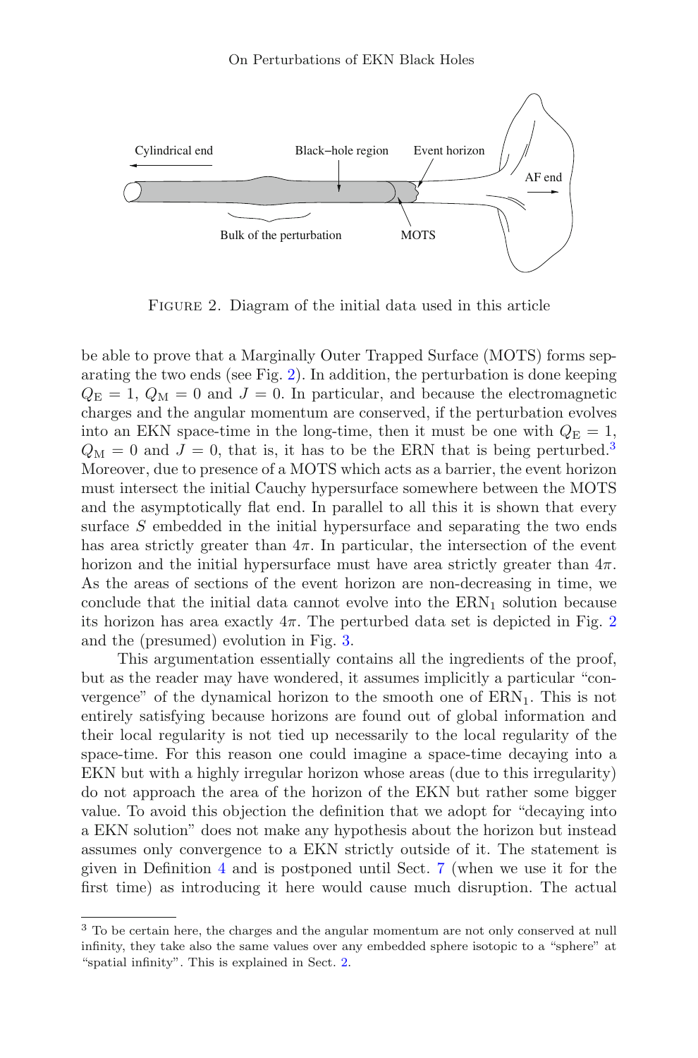FIGURE 2. Diagram of the initial data used in this article

be able to prove that a Marginally Outer Trapped Surface (MOTS) forms separating the two ends (see Fig. 2). In addition, the perturbation is done keeping $Q_{\rm E} = 1$, $Q_{\rm M} = 0$ and $J = 0$. In particular, and because the electromagnetic charges and the angular momentum are conserved, if the perturbation evolves into an EKN space-time in the long-time, then it must be one with $Q_{\rm E} = 1$, $Q_{\rm M} = 0$ and $J = 0$, that is, it has to be the ERN that is being perturbed.[3] Moreover, due to presence of a MOTS which acts as a barrier, the event horizon must intersect the initial Cauchy hypersurface somewhere between the MOTS and the asymptotically flat end. In parallel to all this it is shown that every surface $S$ embedded in the initial hypersurface and separating the two ends has area strictly greater than $4\pi$. In particular, the intersection of the event horizon and the initial hypersurface must have area strictly greater than $4\pi$. As the areas of sections of the event horizon are non-decreasing in time, we conclude that the initial data cannot evolve into the $\mathrm{ERN}_1$ solution because its horizon has area exactly $4\pi$. The perturbed data set is depicted in Fig. 2 and the (presumed) evolution in Fig. 3.

This argumentation essentially contains all the ingredients of the proof, but as the reader may have wondered, it assumes implicitly a particular "convergence" of the dynamical horizon to the smooth one of $\mathrm{ERN}_1$. This is not entirely satisfying because horizons are found out of global information and their local regularity is not tied up necessarily to the local regularity of the space-time. For this reason one could imagine a space-time decaying into a EKN but with a highly irregular horizon whose areas (due to this irregularity) do not approach the area of the horizon of the EKN but rather some bigger value. To avoid this objection the definition that we adopt for "decaying into a EKN solution" does not make any hypothesis about the horizon but instead assumes only convergence to a EKN strictly outside of it. The statement is given in Definition 4 and is postponed until Sect. 7 (when we use it for the first time) as introducing it here would cause much disruption. The actual

[3] To be certain here, the charges and the angular momentum are not only conserved at null infinity, they take also the same values over any embedded sphere isotopic to a "sphere" at "spatial infinity". This is explained in Sect. 2.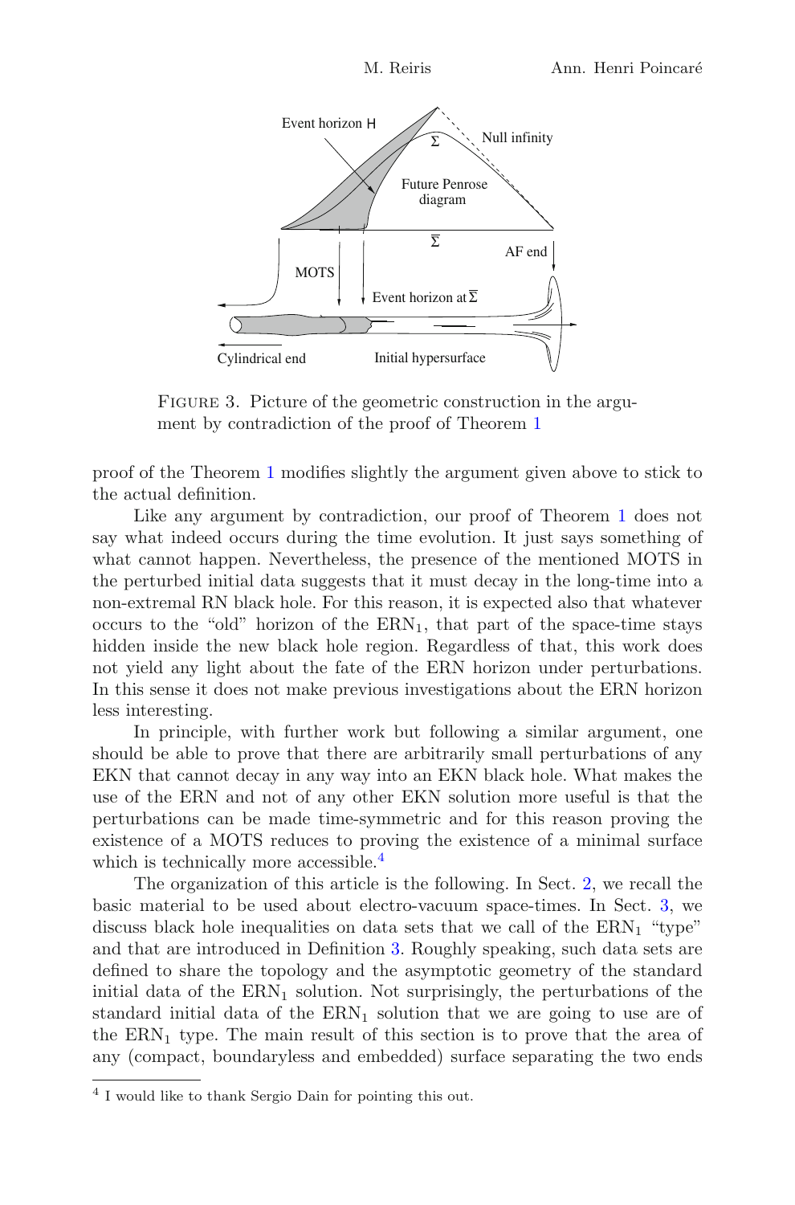Figure 3. Picture of the geometric construction in the argument by contradiction of the proof of Theorem 1

proof of the Theorem 1 modifies slightly the argument given above to stick to the actual definition.

Like any argument by contradiction, our proof of Theorem 1 does not say what indeed occurs during the time evolution. It just says something of what cannot happen. Nevertheless, the presence of the mentioned MOTS in the perturbed initial data suggests that it must decay in the long-time into a non-extremal RN black hole. For this reason, it is expected also that whatever occurs to the "old" horizon of the $\mathrm{ERN}_1$, that part of the space-time stays hidden inside the new black hole region. Regardless of that, this work does not yield any light about the fate of the ERN horizon under perturbations. In this sense it does not make previous investigations about the ERN horizon less interesting.

In principle, with further work but following a similar argument, one should be able to prove that there are arbitrarily small perturbations of any EKN that cannot decay in any way into an EKN black hole. What makes the use of the ERN and not of any other EKN solution more useful is that the perturbations can be made time-symmetric and for this reason proving the existence of a MOTS reduces to proving the existence of a minimal surface which is technically more accessible.[4]

The organization of this article is the following. In Sect. 2, we recall the basic material to be used about electro-vacuum space-times. In Sect. 3, we discuss black hole inequalities on data sets that we call of the $\mathrm{ERN}_1$ "type" and that are introduced in Definition 3. Roughly speaking, such data sets are defined to share the topology and the asymptotic geometry of the standard initial data of the $\mathrm{ERN}_1$ solution. Not surprisingly, the perturbations of the standard initial data of the $\mathrm{ERN}_1$ solution that we are going to use are of the $\mathrm{ERN}_1$ type. The main result of this section is to prove that the area of any (compact, boundaryless and embedded) surface separating the two ends

[4] I would like to thank Sergio Dain for pointing this out.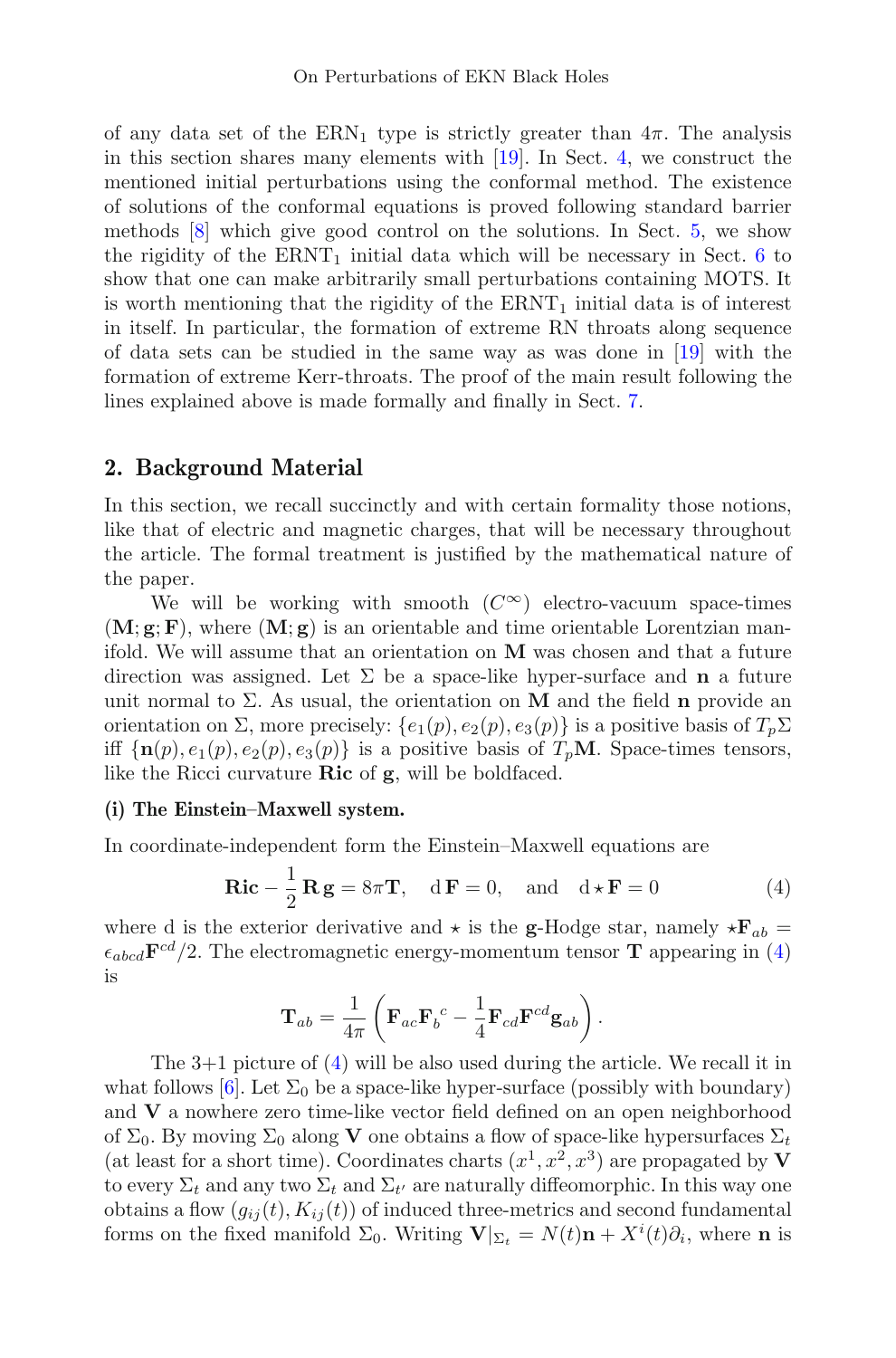of any data set of the $\text{ERN}_1$ type is strictly greater than $4\pi$. The analysis in this section shares many elements with [19]. In Sect. 4, we construct the mentioned initial perturbations using the conformal method. The existence of solutions of the conformal equations is proved following standard barrier methods [8] which give good control on the solutions. In Sect. 5, we show the rigidity of the $\text{ERNT}_1$ initial data which will be necessary in Sect. 6 to show that one can make arbitrarily small perturbations containing MOTS. It is worth mentioning that the rigidity of the $\text{ERNT}_1$ initial data is of interest in itself. In particular, the formation of extreme RN throats along sequence of data sets can be studied in the same way as was done in [19] with the formation of extreme Kerr-throats. The proof of the main result following the lines explained above is made formally and finally in Sect. 7.

## 2. Background Material

In this section, we recall succinctly and with certain formality those notions, like that of electric and magnetic charges, that will be necessary throughout the article. The formal treatment is justified by the mathematical nature of the paper.

We will be working with smooth ($C^\infty$) electro-vacuum space-times $(\mathbf{M}; \mathbf{g}; \mathbf{F})$, where $(\mathbf{M}; \mathbf{g})$ is an orientable and time orientable Lorentzian manifold. We will assume that an orientation on $\mathbf{M}$ was chosen and that a future direction was assigned. Let $\Sigma$ be a space-like hyper-surface and $\mathbf{n}$ a future unit normal to $\Sigma$. As usual, the orientation on $\mathbf{M}$ and the field $\mathbf{n}$ provide an orientation on $\Sigma$, more precisely: $\{e_1(p), e_2(p), e_3(p)\}$ is a positive basis of $T_p\Sigma$ iff $\{\mathbf{n}(p), e_1(p), e_2(p), e_3(p)\}$ is a positive basis of $T_p\mathbf{M}$. Space-times tensors, like the Ricci curvature $\mathbf{Ric}$ of $\mathbf{g}$, will be boldfaced.

**(i) The Einstein–Maxwell system.**

In coordinate-independent form the Einstein–Maxwell equations are

$$\mathbf{Ric} - \frac{1}{2}\,\mathbf{R}\,\mathbf{g} = 8\pi \mathbf{T}, \quad \mathrm{d}\,\mathbf{F} = 0, \quad \text{and} \quad \mathrm{d} \star \mathbf{F} = 0 \tag{4}$$

where d is the exterior derivative and $\star$ is the $\mathbf{g}$-Hodge star, namely $\star\mathbf{F}_{ab} = \epsilon_{abcd}\mathbf{F}^{cd}/2$. The electromagnetic energy-momentum tensor $\mathbf{T}$ appearing in (4) is

$$\mathbf{T}_{ab} = \frac{1}{4\pi}\left(\mathbf{F}_{ac}\mathbf{F}_b{}^c - \frac{1}{4}\mathbf{F}_{cd}\mathbf{F}^{cd}\mathbf{g}_{ab}\right).$$

The 3+1 picture of (4) will be also used during the article. We recall it in what follows [6]. Let $\Sigma_0$ be a space-like hyper-surface (possibly with boundary) and $\mathbf{V}$ a nowhere zero time-like vector field defined on an open neighborhood of $\Sigma_0$. By moving $\Sigma_0$ along $\mathbf{V}$ one obtains a flow of space-like hypersurfaces $\Sigma_t$ (at least for a short time). Coordinates charts $(x^1, x^2, x^3)$ are propagated by $\mathbf{V}$ to every $\Sigma_t$ and any two $\Sigma_t$ and $\Sigma_{t'}$ are naturally diffeomorphic. In this way one obtains a flow $(g_{ij}(t), K_{ij}(t))$ of induced three-metrics and second fundamental forms on the fixed manifold $\Sigma_0$. Writing $\mathbf{V}|_{\Sigma_t} = N(t)\mathbf{n} + X^i(t)\partial_i$, where $\mathbf{n}$ is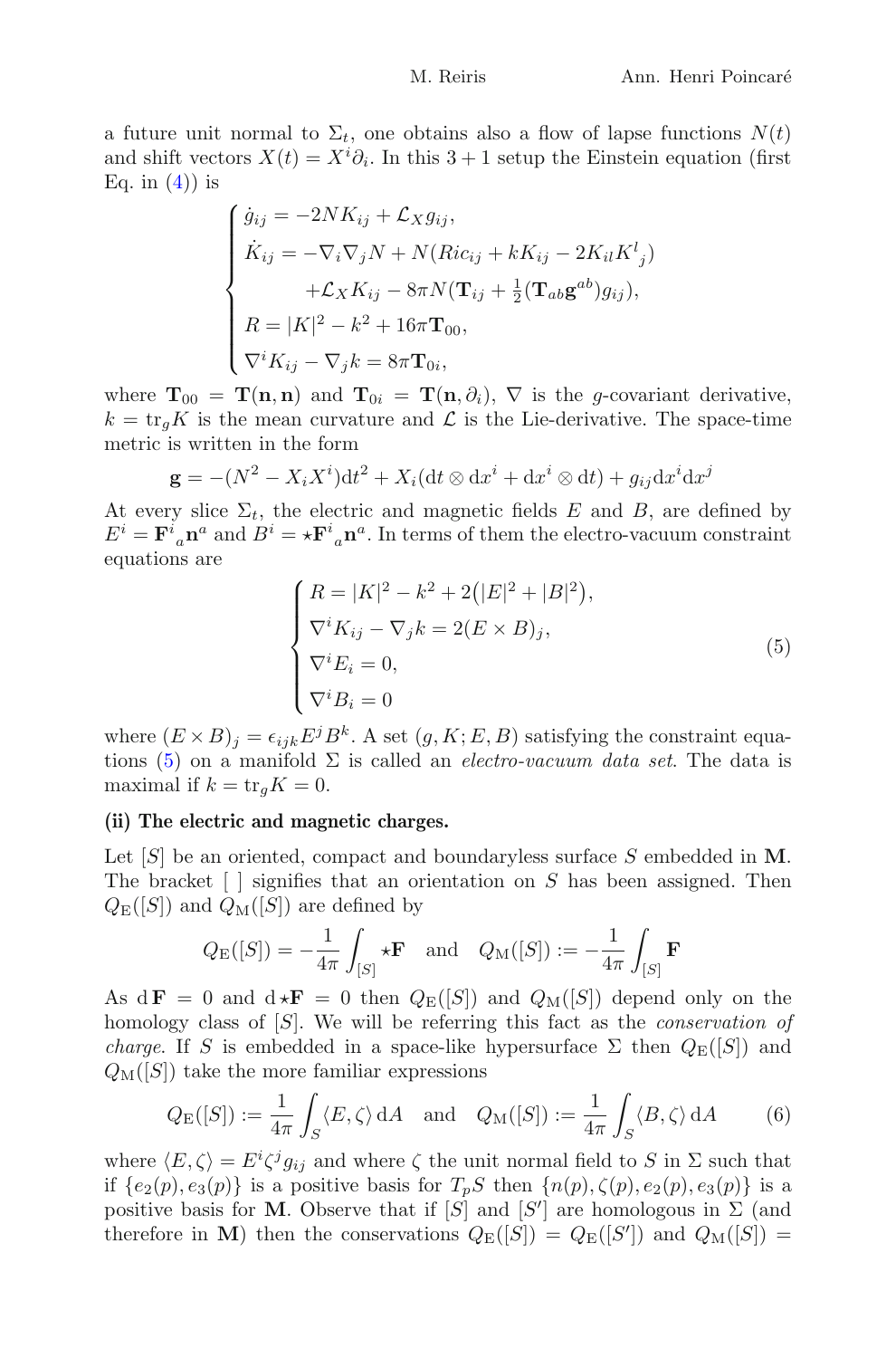a future unit normal to $\Sigma_t$, one obtains also a flow of lapse functions $N(t)$ and shift vectors $X(t) = X^i\partial_i$. In this $3+1$ setup the Einstein equation (first Eq. in (4)) is

$$
\begin{cases}
\dot{g}_{ij} = -2NK_{ij} + \mathcal{L}_X g_{ij}, \\
\dot{K}_{ij} = -\nabla_i\nabla_j N + N(Ric_{ij} + kK_{ij} - 2K_{il}K^l{}_j) \\
\qquad\qquad +\mathcal{L}_X K_{ij} - 8\pi N(\mathbf{T}_{ij} + \frac{1}{2}(\mathbf{T}_{ab}\mathbf{g}^{ab})g_{ij}), \\
R = |K|^2 - k^2 + 16\pi \mathbf{T}_{00}, \\
\nabla^i K_{ij} - \nabla_j k = 8\pi \mathbf{T}_{0i},
\end{cases}
$$

where $\mathbf{T}_{00} = \mathbf{T}(\mathbf{n},\mathbf{n})$ and $\mathbf{T}_{0i} = \mathbf{T}(\mathbf{n},\partial_i)$, $\nabla$ is the $g$-covariant derivative, $k = \mathrm{tr}_g K$ is the mean curvature and $\mathcal{L}$ is the Lie-derivative. The space-time metric is written in the form

$$
\mathbf{g} = -(N^2 - X_i X^i)\mathrm{d}t^2 + X_i(\mathrm{d}t \otimes \mathrm{d}x^i + \mathrm{d}x^i \otimes \mathrm{d}t) + g_{ij}\mathrm{d}x^i\mathrm{d}x^j
$$

At every slice $\Sigma_t$, the electric and magnetic fields $E$ and $B$, are defined by $E^i = \mathbf{F}^i{}_a\mathbf{n}^a$ and $B^i = \star\mathbf{F}^i{}_a\mathbf{n}^a$. In terms of them the electro-vacuum constraint equations are

$$
\begin{cases}
R = |K|^2 - k^2 + 2\big(|E|^2 + |B|^2\big), \\
\nabla^i K_{ij} - \nabla_j k = 2(E \times B)_j, \\
\nabla^i E_i = 0, \\
\nabla^i B_i = 0
\end{cases}
\tag{5}
$$

where $(E \times B)_j = \epsilon_{ijk}E^j B^k$. A set $(g, K; E, B)$ satisfying the constraint equations (5) on a manifold $\Sigma$ is called an *electro-vacuum data set*. The data is maximal if $k = \mathrm{tr}_g K = 0$.

**(ii) The electric and magnetic charges.**

Let $[S]$ be an oriented, compact and boundaryless surface $S$ embedded in $\mathbf{M}$. The bracket $[\ ]$ signifies that an orientation on $S$ has been assigned. Then $Q_{\mathrm{E}}([S])$ and $Q_{\mathrm{M}}([S])$ are defined by

$$
Q_{\mathrm{E}}([S]) = -\frac{1}{4\pi}\int_{[S]} \star\mathbf{F} \quad \text{and} \quad Q_{\mathrm{M}}([S]) := -\frac{1}{4\pi}\int_{[S]} \mathbf{F}
$$

As $\mathrm{d}\,\mathbf{F} = 0$ and $\mathrm{d}\star\mathbf{F} = 0$ then $Q_{\mathrm{E}}([S])$ and $Q_{\mathrm{M}}([S])$ depend only on the homology class of $[S]$. We will be referring this fact as the *conservation of charge*. If $S$ is embedded in a space-like hypersurface $\Sigma$ then $Q_{\mathrm{E}}([S])$ and $Q_{\mathrm{M}}([S])$ take the more familiar expressions

$$
Q_{\mathrm{E}}([S]) := \frac{1}{4\pi}\int_S \langle E, \zeta\rangle\,\mathrm{d}A \quad \text{and} \quad Q_{\mathrm{M}}([S]) := \frac{1}{4\pi}\int_S \langle B, \zeta\rangle\,\mathrm{d}A \tag{6}
$$

where $\langle E, \zeta\rangle = E^i\zeta^j g_{ij}$ and where $\zeta$ the unit normal field to $S$ in $\Sigma$ such that if $\{e_2(p), e_3(p)\}$ is a positive basis for $T_pS$ then $\{n(p), \zeta(p), e_2(p), e_3(p)\}$ is a positive basis for $\mathbf{M}$. Observe that if $[S]$ and $[S']$ are homologous in $\Sigma$ (and therefore in $\mathbf{M}$) then the conservations $Q_{\mathrm{E}}([S]) = Q_{\mathrm{E}}([S'])$ and $Q_{\mathrm{M}}([S]) =$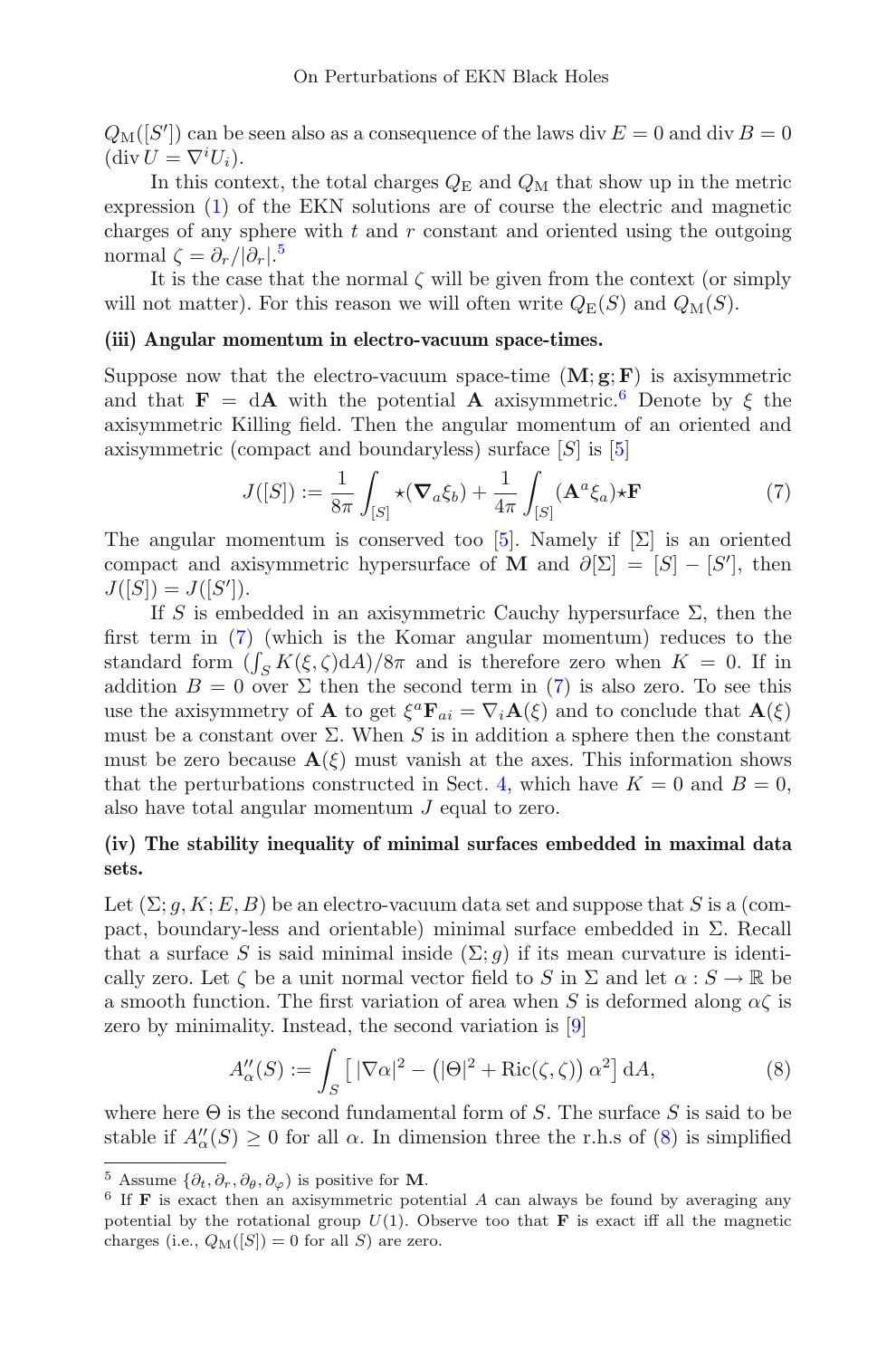$Q_{\mathrm{M}}([S'])$ can be seen also as a consequence of the laws $\operatorname{div} E = 0$ and $\operatorname{div} B = 0$ ($\operatorname{div} U = \nabla^i U_i$).

In this context, the total charges $Q_{\mathrm{E}}$ and $Q_{\mathrm{M}}$ that show up in the metric expression (1) of the EKN solutions are of course the electric and magnetic charges of any sphere with $t$ and $r$ constant and oriented using the outgoing normal $\zeta = \partial_r/|\partial_r|$.[5]

It is the case that the normal $\zeta$ will be given from the context (or simply will not matter). For this reason we will often write $Q_{\mathrm{E}}(S)$ and $Q_{\mathrm{M}}(S)$.

**(iii) Angular momentum in electro-vacuum space-times.**

Suppose now that the electro-vacuum space-time $(\mathbf{M}; \mathbf{g}; \mathbf{F})$ is axisymmetric and that $\mathbf{F} = \mathrm{d}\mathbf{A}$ with the potential $\mathbf{A}$ axisymmetric.[6] Denote by $\xi$ the axisymmetric Killing field. Then the angular momentum of an oriented and axisymmetric (compact and boundaryless) surface $[S]$ is [5]

$$J([S]) := \frac{1}{8\pi}\int_{[S]} \star(\boldsymbol{\nabla}_a \xi_b) + \frac{1}{4\pi}\int_{[S]} (\mathbf{A}^a \xi_a)\star\mathbf{F} \tag{7}$$

The angular momentum is conserved too [5]. Namely if $[\Sigma]$ is an oriented compact and axisymmetric hypersurface of $\mathbf{M}$ and $\partial[\Sigma] = [S] - [S']$, then $J([S]) = J([S'])$.

If $S$ is embedded in an axisymmetric Cauchy hypersurface $\Sigma$, then the first term in (7) (which is the Komar angular momentum) reduces to the standard form $(\int_S K(\xi, \zeta)\mathrm{d}A)/8\pi$ and is therefore zero when $K = 0$. If in addition $B = 0$ over $\Sigma$ then the second term in (7) is also zero. To see this use the axisymmetry of $\mathbf{A}$ to get $\xi^a \mathbf{F}_{ai} = \nabla_i \mathbf{A}(\xi)$ and to conclude that $\mathbf{A}(\xi)$ must be a constant over $\Sigma$. When $S$ is in addition a sphere then the constant must be zero because $\mathbf{A}(\xi)$ must vanish at the axes. This information shows that the perturbations constructed in Sect. 4, which have $K = 0$ and $B = 0$, also have total angular momentum $J$ equal to zero.

**(iv) The stability inequality of minimal surfaces embedded in maximal data sets.**

Let $(\Sigma; g, K; E, B)$ be an electro-vacuum data set and suppose that $S$ is a (compact, boundary-less and orientable) minimal surface embedded in $\Sigma$. Recall that a surface $S$ is said minimal inside $(\Sigma; g)$ if its mean curvature is identically zero. Let $\zeta$ be a unit normal vector field to $S$ in $\Sigma$ and let $\alpha : S \to \mathbb{R}$ be a smooth function. The first variation of area when $S$ is deformed along $\alpha\zeta$ is zero by minimality. Instead, the second variation is [9]

$$A''_\alpha(S) := \int_S \left[\, |\nabla\alpha|^2 - \left(|\Theta|^2 + \mathrm{Ric}(\zeta, \zeta)\right)\alpha^2\right]\mathrm{d}A, \tag{8}$$

where here $\Theta$ is the second fundamental form of $S$. The surface $S$ is said to be stable if $A''_\alpha(S) \geq 0$ for all $\alpha$. In dimension three the r.h.s of (8) is simplified

---

[5] Assume $\{\partial_t, \partial_r, \partial_\theta, \partial_\varphi\}$ is positive for $\mathbf{M}$.

[6] If $\mathbf{F}$ is exact then an axisymmetric potential $A$ can always be found by averaging any potential by the rotational group $U(1)$. Observe too that $\mathbf{F}$ is exact iff all the magnetic charges (i.e., $Q_{\mathrm{M}}([S]) = 0$ for all $S$) are zero.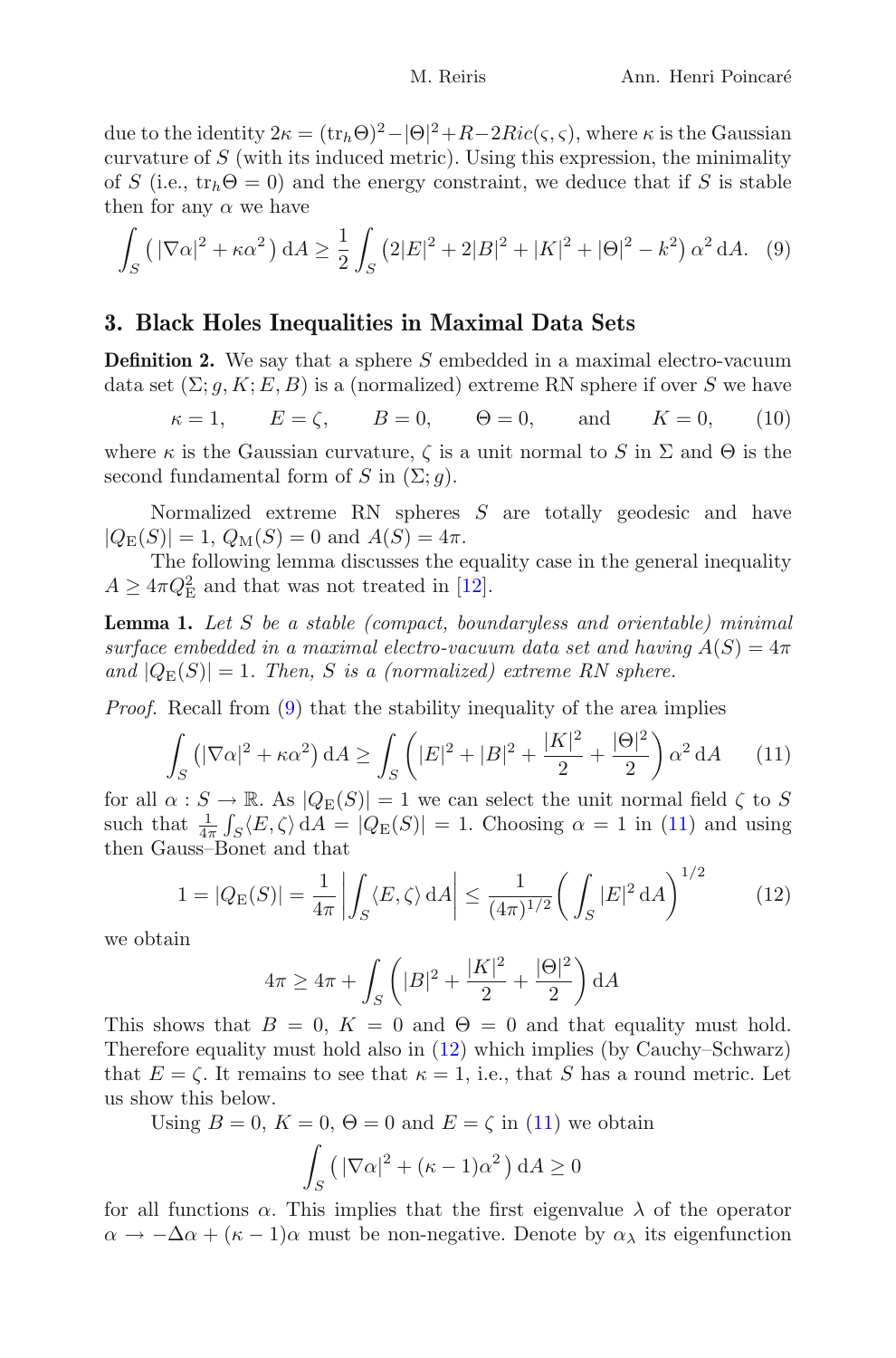due to the identity $2\kappa = (\mathrm{tr}_h\Theta)^2 - |\Theta|^2 + R - 2Ric(\varsigma, \varsigma)$, where $\kappa$ is the Gaussian curvature of $S$ (with its induced metric). Using this expression, the minimality of $S$ (i.e., $\mathrm{tr}_h\Theta = 0$) and the energy constraint, we deduce that if $S$ is stable then for any $\alpha$ we have

$$\int_S \left( |\nabla \alpha|^2 + \kappa \alpha^2 \right) \mathrm{d}A \geq \frac{1}{2} \int_S \left( 2|E|^2 + 2|B|^2 + |K|^2 + |\Theta|^2 - k^2 \right) \alpha^2 \, \mathrm{d}A. \quad (9)$$

## 3. Black Holes Inequalities in Maximal Data Sets

**Definition 2.** We say that a sphere $S$ embedded in a maximal electro-vacuum data set $(\Sigma; g, K; E, B)$ is a (normalized) extreme RN sphere if over $S$ we have

$$\kappa = 1, \qquad E = \zeta, \qquad B = 0, \qquad \Theta = 0, \qquad \text{and} \qquad K = 0, \quad (10)$$

where $\kappa$ is the Gaussian curvature, $\zeta$ is a unit normal to $S$ in $\Sigma$ and $\Theta$ is the second fundamental form of $S$ in $(\Sigma; g)$.

Normalized extreme RN spheres $S$ are totally geodesic and have $|Q_{\mathrm{E}}(S)| = 1$, $Q_{\mathrm{M}}(S) = 0$ and $A(S) = 4\pi$.

The following lemma discusses the equality case in the general inequality $A \geq 4\pi Q_{\mathrm{E}}^2$ and that was not treated in [12].

**Lemma 1.** *Let $S$ be a stable (compact, boundaryless and orientable) minimal surface embedded in a maximal electro-vacuum data set and having $A(S) = 4\pi$ and $|Q_{\mathrm{E}}(S)| = 1$. Then, $S$ is a (normalized) extreme RN sphere.*

*Proof.* Recall from (9) that the stability inequality of the area implies

$$\int_S \left( |\nabla \alpha|^2 + \kappa \alpha^2 \right) \mathrm{d}A \geq \int_S \left( |E|^2 + |B|^2 + \frac{|K|^2}{2} + \frac{|\Theta|^2}{2} \right) \alpha^2 \, \mathrm{d}A \quad (11)$$

for all $\alpha : S \to \mathbb{R}$. As $|Q_{\mathrm{E}}(S)| = 1$ we can select the unit normal field $\zeta$ to $S$ such that $\frac{1}{4\pi} \int_S \langle E, \zeta \rangle \, \mathrm{d}A = |Q_{\mathrm{E}}(S)| = 1$. Choosing $\alpha = 1$ in (11) and using then Gauss–Bonet and that

$$1 = |Q_{\mathrm{E}}(S)| = \frac{1}{4\pi} \left| \int_S \langle E, \zeta \rangle \, \mathrm{d}A \right| \leq \frac{1}{(4\pi)^{1/2}} \left( \int_S |E|^2 \, \mathrm{d}A \right)^{1/2} \quad (12)$$

we obtain

$$4\pi \geq 4\pi + \int_S \left( |B|^2 + \frac{|K|^2}{2} + \frac{|\Theta|^2}{2} \right) \mathrm{d}A$$

This shows that $B = 0$, $K = 0$ and $\Theta = 0$ and that equality must hold. Therefore equality must hold also in (12) which implies (by Cauchy–Schwarz) that $E = \zeta$. It remains to see that $\kappa = 1$, i.e., that $S$ has a round metric. Let us show this below.

Using $B = 0$, $K = 0$, $\Theta = 0$ and $E = \zeta$ in (11) we obtain

$$\int_S \left( |\nabla \alpha|^2 + (\kappa - 1)\alpha^2 \right) \mathrm{d}A \geq 0$$

for all functions $\alpha$. This implies that the first eigenvalue $\lambda$ of the operator $\alpha \to -\Delta \alpha + (\kappa - 1)\alpha$ must be non-negative. Denote by $\alpha_\lambda$ its eigenfunction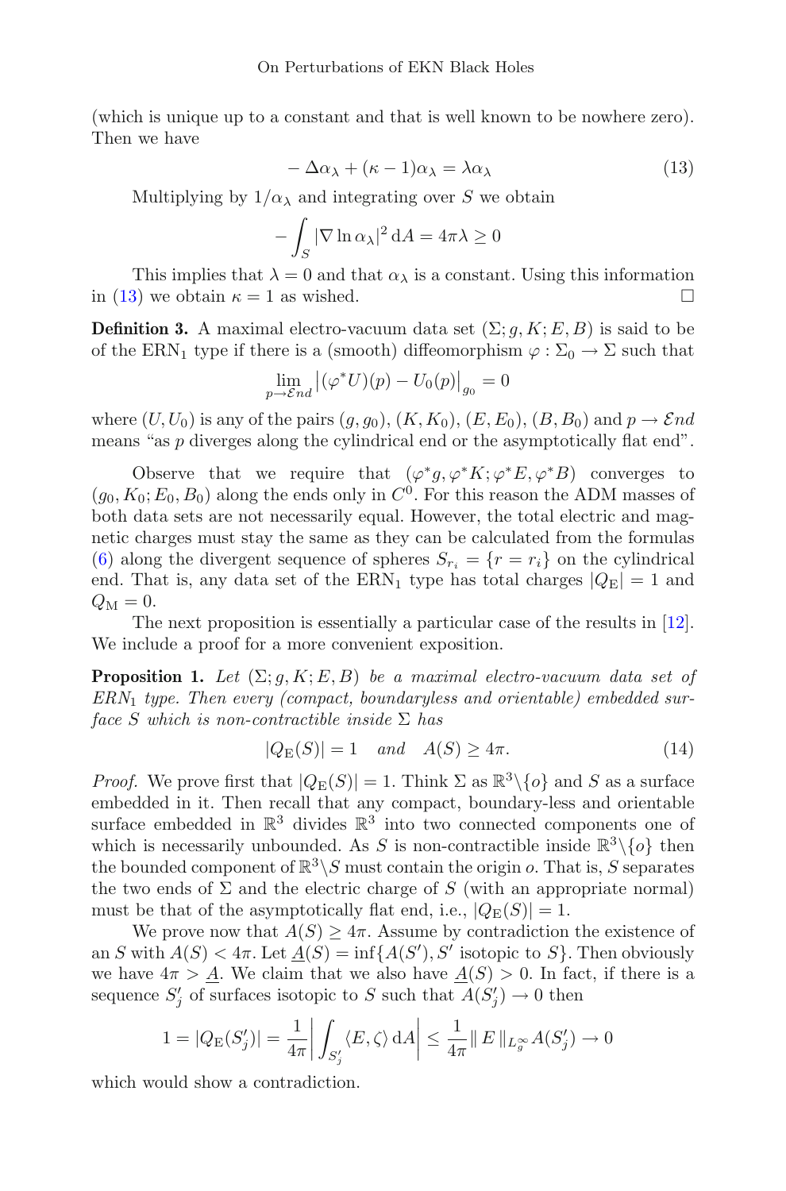(which is unique up to a constant and that is well known to be nowhere zero). Then we have

$$-\Delta\alpha_\lambda + (\kappa - 1)\alpha_\lambda = \lambda\alpha_\lambda \tag{13}$$

Multiplying by $1/\alpha_\lambda$ and integrating over $S$ we obtain

$$-\int_S |\nabla \ln \alpha_\lambda|^2 \, \mathrm{d}A = 4\pi\lambda \geq 0$$

This implies that $\lambda = 0$ and that $\alpha_\lambda$ is a constant. Using this information in (13) we obtain $\kappa = 1$ as wished. □

**Definition 3.** A maximal electro-vacuum data set $(\Sigma; g, K; E, B)$ is said to be of the $\mathrm{ERN}_1$ type if there is a (smooth) diffeomorphism $\varphi : \Sigma_0 \to \Sigma$ such that

$$\lim_{p \to \mathcal{E}nd} \left|(\varphi^* U)(p) - U_0(p)\right|_{g_0} = 0$$

where $(U, U_0)$ is any of the pairs $(g, g_0)$, $(K, K_0)$, $(E, E_0)$, $(B, B_0)$ and $p \to \mathcal{E}nd$ means "as $p$ diverges along the cylindrical end or the asymptotically flat end".

Observe that we require that $(\varphi^* g, \varphi^* K; \varphi^* E, \varphi^* B)$ converges to $(g_0, K_0; E_0, B_0)$ along the ends only in $C^0$. For this reason the ADM masses of both data sets are not necessarily equal. However, the total electric and magnetic charges must stay the same as they can be calculated from the formulas (6) along the divergent sequence of spheres $S_{r_i} = \{r = r_i\}$ on the cylindrical end. That is, any data set of the $\mathrm{ERN}_1$ type has total charges $|Q_{\mathrm{E}}| = 1$ and $Q_{\mathrm{M}} = 0$.

The next proposition is essentially a particular case of the results in [12]. We include a proof for a more convenient exposition.

**Proposition 1.** *Let $(\Sigma; g, K; E, B)$ be a maximal electro-vacuum data set of $ERN_1$ type. Then every (compact, boundaryless and orientable) embedded surface $S$ which is non-contractible inside $\Sigma$ has*

$$|Q_{\mathrm{E}}(S)| = 1 \quad \text{and} \quad A(S) \geq 4\pi. \tag{14}$$

*Proof.* We prove first that $|Q_{\mathrm{E}}(S)| = 1$. Think $\Sigma$ as $\mathbb{R}^3 \backslash \{o\}$ and $S$ as a surface embedded in it. Then recall that any compact, boundary-less and orientable surface embedded in $\mathbb{R}^3$ divides $\mathbb{R}^3$ into two connected components one of which is necessarily unbounded. As $S$ is non-contractible inside $\mathbb{R}^3 \backslash \{o\}$ then the bounded component of $\mathbb{R}^3 \backslash S$ must contain the origin $o$. That is, $S$ separates the two ends of $\Sigma$ and the electric charge of $S$ (with an appropriate normal) must be that of the asymptotically flat end, i.e., $|Q_{\mathrm{E}}(S)| = 1$.

We prove now that $A(S) \geq 4\pi$. Assume by contradiction the existence of an $S$ with $A(S) < 4\pi$. Let $\underline{A}(S) = \inf\{A(S'), S' \text{ isotopic to } S\}$. Then obviously we have $4\pi > \underline{A}$. We claim that we also have $\underline{A}(S) > 0$. In fact, if there is a sequence $S'_j$ of surfaces isotopic to $S$ such that $A(S'_j) \to 0$ then

$$1 = |Q_{\mathrm{E}}(S'_j)| = \frac{1}{4\pi}\left|\int_{S'_j} \langle E, \zeta \rangle \, \mathrm{d}A\right| \leq \frac{1}{4\pi} \| E \|_{L^\infty_g} A(S'_j) \to 0$$

which would show a contradiction.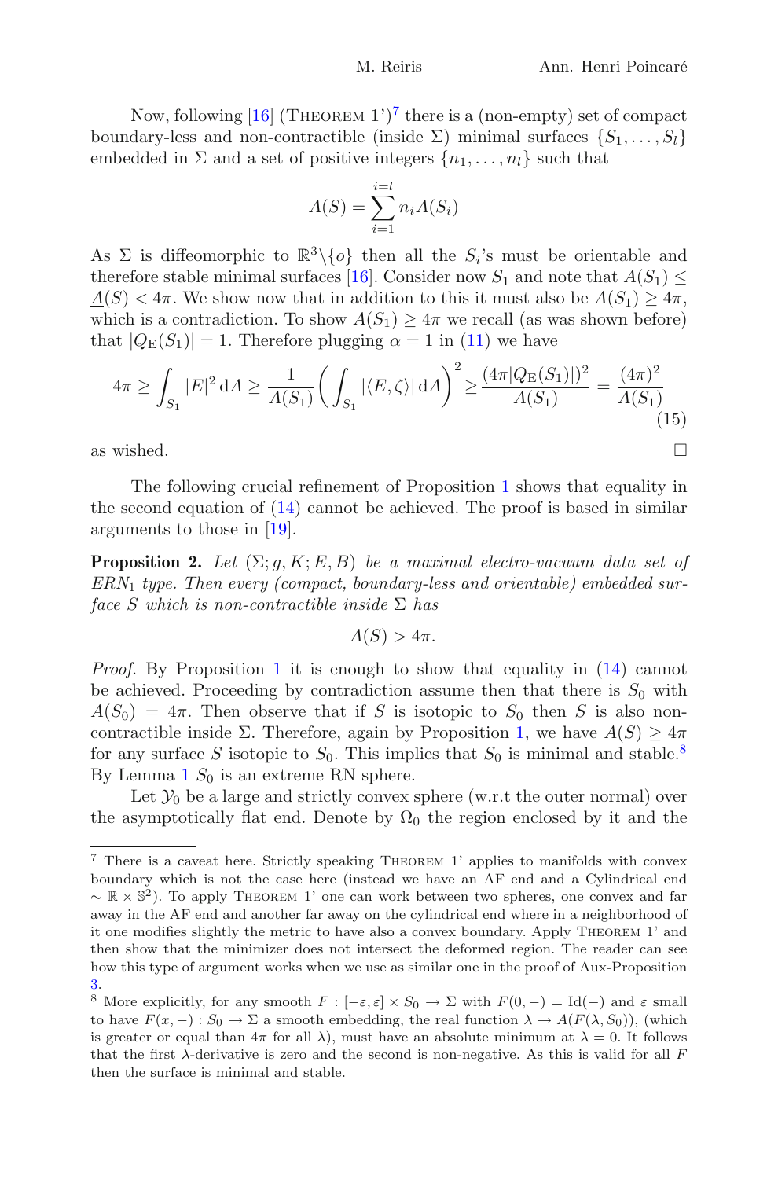Now, following [16] (Theorem 1')[7] there is a (non-empty) set of compact boundary-less and non-contractible (inside $\Sigma$) minimal surfaces $\{S_1, \ldots, S_l\}$ embedded in $\Sigma$ and a set of positive integers $\{n_1, \ldots, n_l\}$ such that

$$\underline{A}(S) = \sum_{i=1}^{i=l} n_i A(S_i)$$

As $\Sigma$ is diffeomorphic to $\mathbb{R}^3 \backslash \{o\}$ then all the $S_i$'s must be orientable and therefore stable minimal surfaces [16]. Consider now $S_1$ and note that $A(S_1) \leq \underline{A}(S) < 4\pi$. We show now that in addition to this it must also be $A(S_1) \geq 4\pi$, which is a contradiction. To show $A(S_1) \geq 4\pi$ we recall (as was shown before) that $|Q_{\rm E}(S_1)| = 1$. Therefore plugging $\alpha = 1$ in (11) we have

$$4\pi \geq \int_{S_1} |E|^2 \,\mathrm{d}A \geq \frac{1}{A(S_1)} \bigg( \int_{S_1} |\langle E, \zeta \rangle| \,\mathrm{d}A \bigg)^2 \geq \frac{(4\pi |Q_{\rm E}(S_1)|)^2}{A(S_1)} = \frac{(4\pi)^2}{A(S_1)} \tag{15}$$

as wished. □

The following crucial refinement of Proposition 1 shows that equality in the second equation of (14) cannot be achieved. The proof is based in similar arguments to those in [19].

**Proposition 2.** *Let $(\Sigma; g, K; E, B)$ be a maximal electro-vacuum data set of $ERN_1$ type. Then every (compact, boundary-less and orientable) embedded surface $S$ which is non-contractible inside $\Sigma$ has*

$$A(S) > 4\pi.$$

*Proof.* By Proposition 1 it is enough to show that equality in (14) cannot be achieved. Proceeding by contradiction assume then that there is $S_0$ with $A(S_0) = 4\pi$. Then observe that if $S$ is isotopic to $S_0$ then $S$ is also non-contractible inside $\Sigma$. Therefore, again by Proposition 1, we have $A(S) \geq 4\pi$ for any surface $S$ isotopic to $S_0$. This implies that $S_0$ is minimal and stable.[8] By Lemma 1 $S_0$ is an extreme RN sphere.

Let $\mathcal{Y}_0$ be a large and strictly convex sphere (w.r.t the outer normal) over the asymptotically flat end. Denote by $\Omega_0$ the region enclosed by it and the

---

[7] There is a caveat here. Strictly speaking Theorem 1' applies to manifolds with convex boundary which is not the case here (instead we have an AF end and a Cylindrical end $\sim \mathbb{R} \times \mathbb{S}^2$). To apply Theorem 1' one can work between two spheres, one convex and far away in the AF end and another far away on the cylindrical end where in a neighborhood of it one modifies slightly the metric to have also a convex boundary. Apply Theorem 1' and then show that the minimizer does not intersect the deformed region. The reader can see how this type of argument works when we use as similar one in the proof of Aux-Proposition 3.

[8] More explicitly, for any smooth $F : [-\varepsilon, \varepsilon] \times S_0 \to \Sigma$ with $F(0, -) = \mathrm{Id}(-)$ and $\varepsilon$ small to have $F(x, -) : S_0 \to \Sigma$ a smooth embedding, the real function $\lambda \to A(F(\lambda, S_0))$, (which is greater or equal than $4\pi$ for all $\lambda$), must have an absolute minimum at $\lambda = 0$. It follows that the first $\lambda$-derivative is zero and the second is non-negative. As this is valid for all $F$ then the surface is minimal and stable.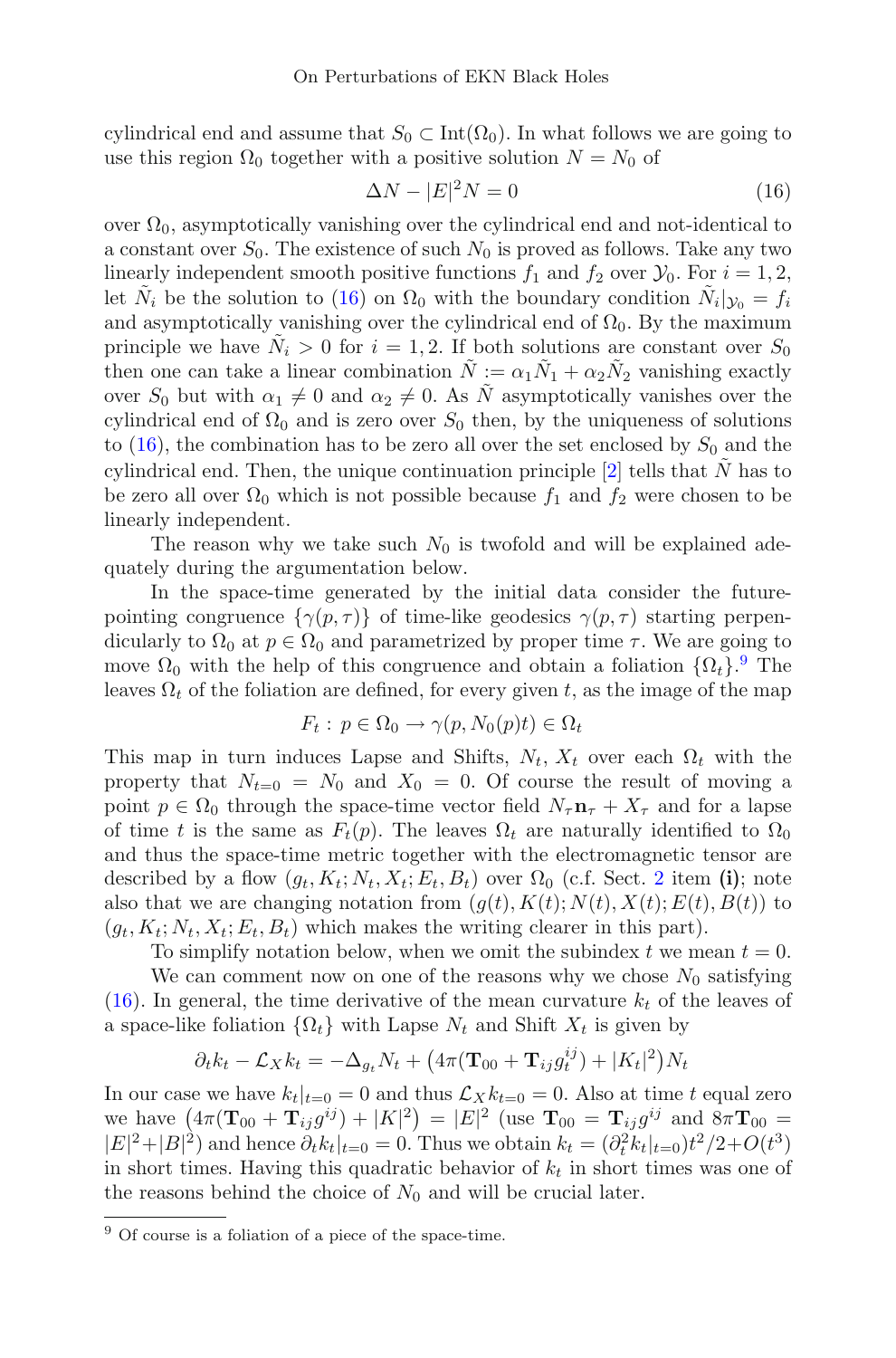cylindrical end and assume that $S_0 \subset \mathrm{Int}(\Omega_0)$. In what follows we are going to use this region $\Omega_0$ together with a positive solution $N = N_0$ of

$$\Delta N - |E|^2 N = 0 \tag{16}$$

over $\Omega_0$, asymptotically vanishing over the cylindrical end and not-identical to a constant over $S_0$. The existence of such $N_0$ is proved as follows. Take any two linearly independent smooth positive functions $f_1$ and $f_2$ over $\mathcal{Y}_0$. For $i = 1, 2$, let $\tilde{N}_i$ be the solution to (16) on $\Omega_0$ with the boundary condition $\tilde{N}_i|_{\mathcal{Y}_0} = f_i$ and asymptotically vanishing over the cylindrical end of $\Omega_0$. By the maximum principle we have $\tilde{N}_i > 0$ for $i = 1, 2$. If both solutions are constant over $S_0$ then one can take a linear combination $\tilde{N} := \alpha_1 \tilde{N}_1 + \alpha_2 \tilde{N}_2$ vanishing exactly over $S_0$ but with $\alpha_1 \neq 0$ and $\alpha_2 \neq 0$. As $\tilde{N}$ asymptotically vanishes over the cylindrical end of $\Omega_0$ and is zero over $S_0$ then, by the uniqueness of solutions to (16), the combination has to be zero all over the set enclosed by $S_0$ and the cylindrical end. Then, the unique continuation principle [2] tells that $\tilde{N}$ has to be zero all over $\Omega_0$ which is not possible because $f_1$ and $f_2$ were chosen to be linearly independent.

The reason why we take such $N_0$ is twofold and will be explained adequately during the argumentation below.

In the space-time generated by the initial data consider the future-pointing congruence $\{\gamma(p, \tau)\}$ of time-like geodesics $\gamma(p, \tau)$ starting perpendicularly to $\Omega_0$ at $p \in \Omega_0$ and parametrized by proper time $\tau$. We are going to move $\Omega_0$ with the help of this congruence and obtain a foliation $\{\Omega_t\}$.[9] The leaves $\Omega_t$ of the foliation are defined, for every given $t$, as the image of the map

$$F_t : p \in \Omega_0 \to \gamma(p, N_0(p)t) \in \Omega_t$$

This map in turn induces Lapse and Shifts, $N_t$, $X_t$ over each $\Omega_t$ with the property that $N_{t=0} = N_0$ and $X_0 = 0$. Of course the result of moving a point $p \in \Omega_0$ through the space-time vector field $N_\tau \mathbf{n}_\tau + X_\tau$ and for a lapse of time $t$ is the same as $F_t(p)$. The leaves $\Omega_t$ are naturally identified to $\Omega_0$ and thus the space-time metric together with the electromagnetic tensor are described by a flow $(g_t, K_t; N_t, X_t; E_t, B_t)$ over $\Omega_0$ (c.f. Sect. 2 item **(i)**; note also that we are changing notation from $(g(t), K(t); N(t), X(t); E(t), B(t))$ to $(g_t, K_t; N_t, X_t; E_t, B_t)$ which makes the writing clearer in this part).

To simplify notation below, when we omit the subindex $t$ we mean $t = 0$.

We can comment now on one of the reasons why we chose $N_0$ satisfying (16). In general, the time derivative of the mean curvature $k_t$ of the leaves of a space-like foliation $\{\Omega_t\}$ with Lapse $N_t$ and Shift $X_t$ is given by

$$\partial_t k_t - \mathcal{L}_X k_t = -\Delta_{g_t} N_t + \left(4\pi(\mathbf{T}_{00} + \mathbf{T}_{ij} g_t^{ij}) + |K_t|^2\right) N_t$$

In our case we have $k_t|_{t=0} = 0$ and thus $\mathcal{L}_X k_{t=0} = 0$. Also at time $t$ equal zero we have $\left(4\pi(\mathbf{T}_{00} + \mathbf{T}_{ij} g^{ij}) + |K|^2\right) = |E|^2$ (use $\mathbf{T}_{00} = \mathbf{T}_{ij} g^{ij}$ and $8\pi \mathbf{T}_{00} = |E|^2 + |B|^2$) and hence $\partial_t k_t|_{t=0} = 0$. Thus we obtain $k_t = (\partial_t^2 k_t|_{t=0}) t^2/2 + O(t^3)$ in short times. Having this quadratic behavior of $k_t$ in short times was one of the reasons behind the choice of $N_0$ and will be crucial later.

[9] Of course is a foliation of a piece of the space-time.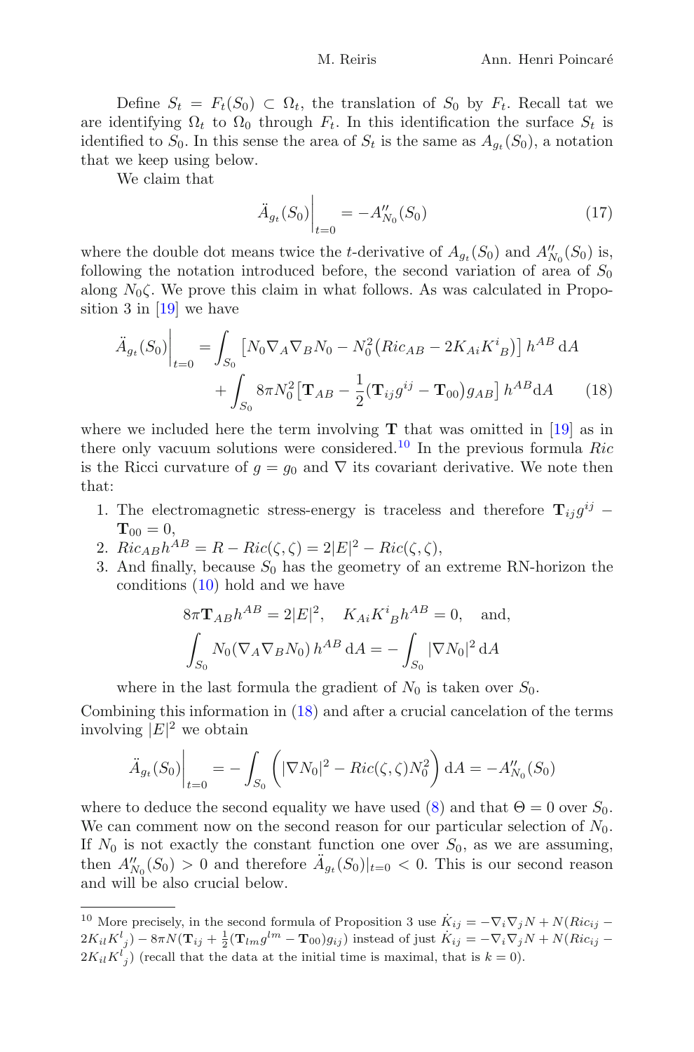Define $S_t = F_t(S_0) \subset \Omega_t$, the translation of $S_0$ by $F_t$. Recall tat we are identifying $\Omega_t$ to $\Omega_0$ through $F_t$. In this identification the surface $S_t$ is identified to $S_0$. In this sense the area of $S_t$ is the same as $A_{g_t}(S_0)$, a notation that we keep using below.

We claim that

$$\ddot{A}_{g_t}(S_0)\bigg|_{t=0} = -A''_{N_0}(S_0) \tag{17}$$

where the double dot means twice the $t$-derivative of $A_{g_t}(S_0)$ and $A''_{N_0}(S_0)$ is, following the notation introduced before, the second variation of area of $S_0$ along $N_0\zeta$. We prove this claim in what follows. As was calculated in Proposition 3 in [19] we have

$$\begin{aligned}\ddot{A}_{g_t}(S_0)\bigg|_{t=0} &= \int_{S_0} \left[N_0 \nabla_A \nabla_B N_0 - N_0^2\big(Ric_{AB} - 2K_{Ai}K^i{}_B\big)\right] h^{AB}\, \mathrm{d}A \\ &\quad + \int_{S_0} 8\pi N_0^2 \left[\mathbf{T}_{AB} - \frac{1}{2}(\mathbf{T}_{ij}g^{ij} - \mathbf{T}_{00})g_{AB}\right] h^{AB} \mathrm{d}A \end{aligned} \tag{18}$$

where we included here the term involving $\mathbf{T}$ that was omitted in [19] as in there only vacuum solutions were considered.[10] In the previous formula $Ric$ is the Ricci curvature of $g = g_0$ and $\nabla$ its covariant derivative. We note then that:

1. The electromagnetic stress-energy is traceless and therefore $\mathbf{T}_{ij}g^{ij} - \mathbf{T}_{00} = 0$,
2. $Ric_{AB}h^{AB} = R - Ric(\zeta,\zeta) = 2|E|^2 - Ric(\zeta,\zeta)$,
3. And finally, because $S_0$ has the geometry of an extreme RN-horizon the conditions (10) hold and we have

$$8\pi \mathbf{T}_{AB}h^{AB} = 2|E|^2, \quad K_{Ai}K^i{}_B h^{AB} = 0, \quad \text{and,}$$
$$\int_{S_0} N_0(\nabla_A \nabla_B N_0)\, h^{AB}\, \mathrm{d}A = -\int_{S_0} |\nabla N_0|^2\, \mathrm{d}A$$

where in the last formula the gradient of $N_0$ is taken over $S_0$.

Combining this information in (18) and after a crucial cancelation of the terms involving $|E|^2$ we obtain

$$\ddot{A}_{g_t}(S_0)\bigg|_{t=0} = -\int_{S_0} \left(|\nabla N_0|^2 - Ric(\zeta,\zeta)N_0^2\right) \mathrm{d}A = -A''_{N_0}(S_0)$$

where to deduce the second equality we have used (8) and that $\Theta = 0$ over $S_0$. We can comment now on the second reason for our particular selection of $N_0$. If $N_0$ is not exactly the constant function one over $S_0$, as we are assuming, then $A''_{N_0}(S_0) > 0$ and therefore $\ddot{A}_{g_t}(S_0)|_{t=0} < 0$. This is our second reason and will be also crucial below.

[10] More precisely, in the second formula of Proposition 3 use $\dot{K}_{ij} = -\nabla_i\nabla_j N + N(Ric_{ij} - 2K_{il}K^l{}_j) - 8\pi N(\mathbf{T}_{ij} + \frac{1}{2}(\mathbf{T}_{lm}g^{lm} - \mathbf{T}_{00})g_{ij})$ instead of just $\dot{K}_{ij} = -\nabla_i\nabla_j N + N(Ric_{ij} - 2K_{il}K^l{}_j)$ (recall that the data at the initial time is maximal, that is $k = 0$).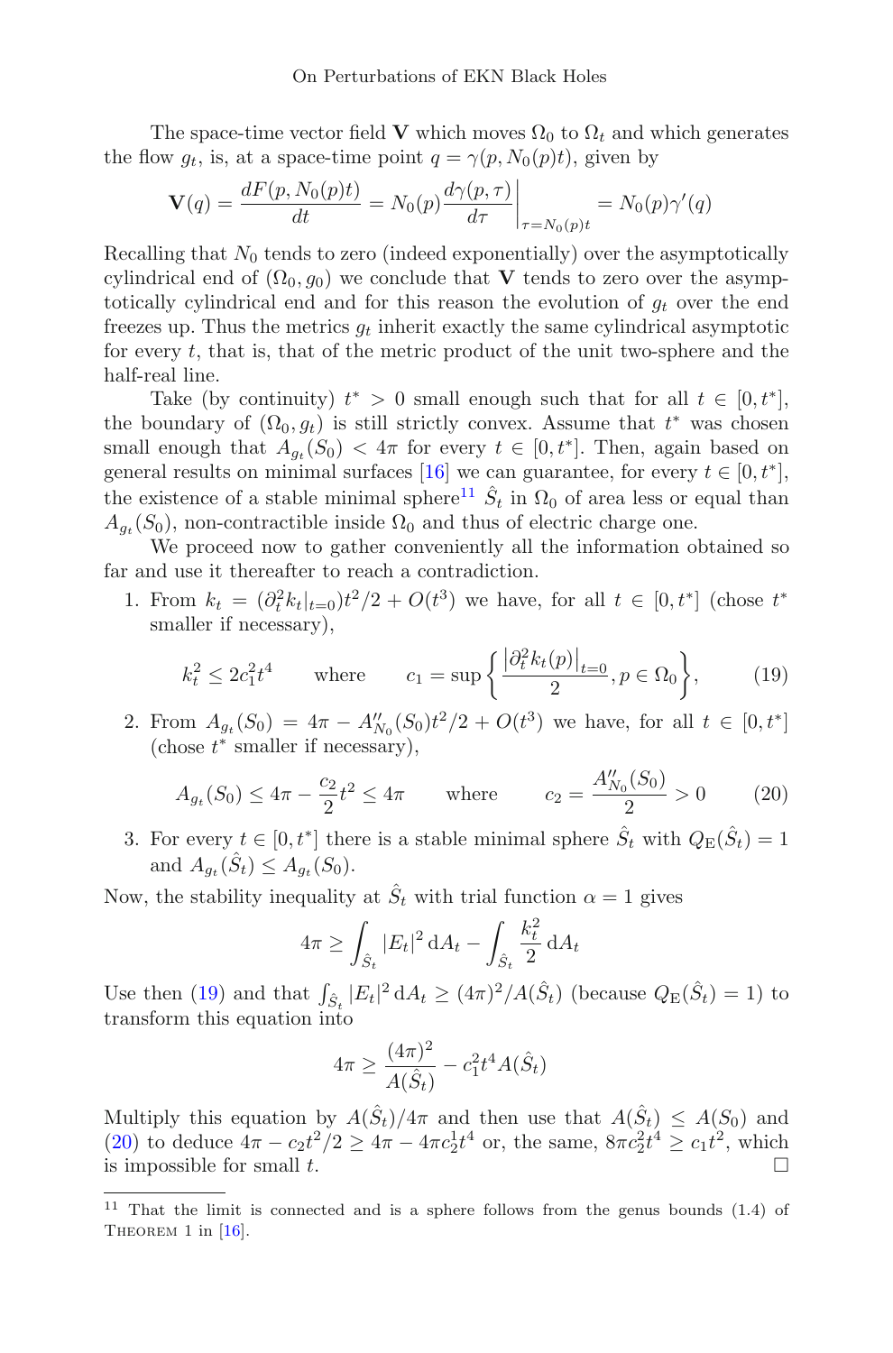The space-time vector field $\mathbf{V}$ which moves $\Omega_0$ to $\Omega_t$ and which generates the flow $g_t$, is, at a space-time point $q = \gamma(p, N_0(p)t)$, given by

$$\mathbf{V}(q) = \frac{dF(p, N_0(p)t)}{dt} = N_0(p)\frac{d\gamma(p,\tau)}{d\tau}\bigg|_{\tau=N_0(p)t} = N_0(p)\gamma'(q)$$

Recalling that $N_0$ tends to zero (indeed exponentially) over the asymptotically cylindrical end of $(\Omega_0, g_0)$ we conclude that $\mathbf{V}$ tends to zero over the asymptotically cylindrical end and for this reason the evolution of $g_t$ over the end freezes up. Thus the metrics $g_t$ inherit exactly the same cylindrical asymptotic for every $t$, that is, that of the metric product of the unit two-sphere and the half-real line.

Take (by continuity) $t^* > 0$ small enough such that for all $t \in [0, t^*]$, the boundary of $(\Omega_0, g_t)$ is still strictly convex. Assume that $t^*$ was chosen small enough that $A_{g_t}(S_0) < 4\pi$ for every $t \in [0, t^*]$. Then, again based on general results on minimal surfaces [16] we can guarantee, for every $t \in [0, t^*]$, the existence of a stable minimal sphere[11] $\hat{S}_t$ in $\Omega_0$ of area less or equal than $A_{g_t}(S_0)$, non-contractible inside $\Omega_0$ and thus of electric charge one.

We proceed now to gather conveniently all the information obtained so far and use it thereafter to reach a contradiction.

1. From $k_t = (\partial_t^2 k_t|_{t=0})t^2/2 + O(t^3)$ we have, for all $t \in [0, t^*]$ (chose $t^*$ smaller if necessary),

$$k_t^2 \leq 2c_1^2 t^4 \qquad \text{where} \qquad c_1 = \sup\left\{\frac{\left|\partial_t^2 k_t(p)\right|_{t=0}}{2}, p \in \Omega_0\right\}, \tag{19}$$

2. From $A_{g_t}(S_0) = 4\pi - A''_{N_0}(S_0)t^2/2 + O(t^3)$ we have, for all $t \in [0, t^*]$ (chose $t^*$ smaller if necessary),

$$A_{g_t}(S_0) \leq 4\pi - \frac{c_2}{2}t^2 \leq 4\pi \qquad \text{where} \qquad c_2 = \frac{A''_{N_0}(S_0)}{2} > 0 \tag{20}$$

3. For every $t \in [0, t^*]$ there is a stable minimal sphere $\hat{S}_t$ with $Q_{\mathrm{E}}(\hat{S}_t) = 1$ and $A_{g_t}(\hat{S}_t) \leq A_{g_t}(S_0)$.

Now, the stability inequality at $\hat{S}_t$ with trial function $\alpha = 1$ gives

$$4\pi \geq \int_{\hat{S}_t} |E_t|^2 \, \mathrm{d}A_t - \int_{\hat{S}_t} \frac{k_t^2}{2} \, \mathrm{d}A_t$$

Use then (19) and that $\int_{\hat{S}_t} |E_t|^2 \, \mathrm{d}A_t \geq (4\pi)^2 / A(\hat{S}_t)$ (because $Q_{\mathrm{E}}(\hat{S}_t) = 1$) to transform this equation into

$$4\pi \geq \frac{(4\pi)^2}{A(\hat{S}_t)} - c_1^2 t^4 A(\hat{S}_t)$$

Multiply this equation by $A(\hat{S}_t)/4\pi$ and then use that $A(\hat{S}_t) \leq A(S_0)$ and (20) to deduce $4\pi - c_2 t^2/2 \geq 4\pi - 4\pi c_2^1 t^4$ or, the same, $8\pi c_2^2 t^4 \geq c_1 t^2$, which is impossible for small $t$. □

[11] That the limit is connected and is a sphere follows from the genus bounds (1.4) of Theorem 1 in [16].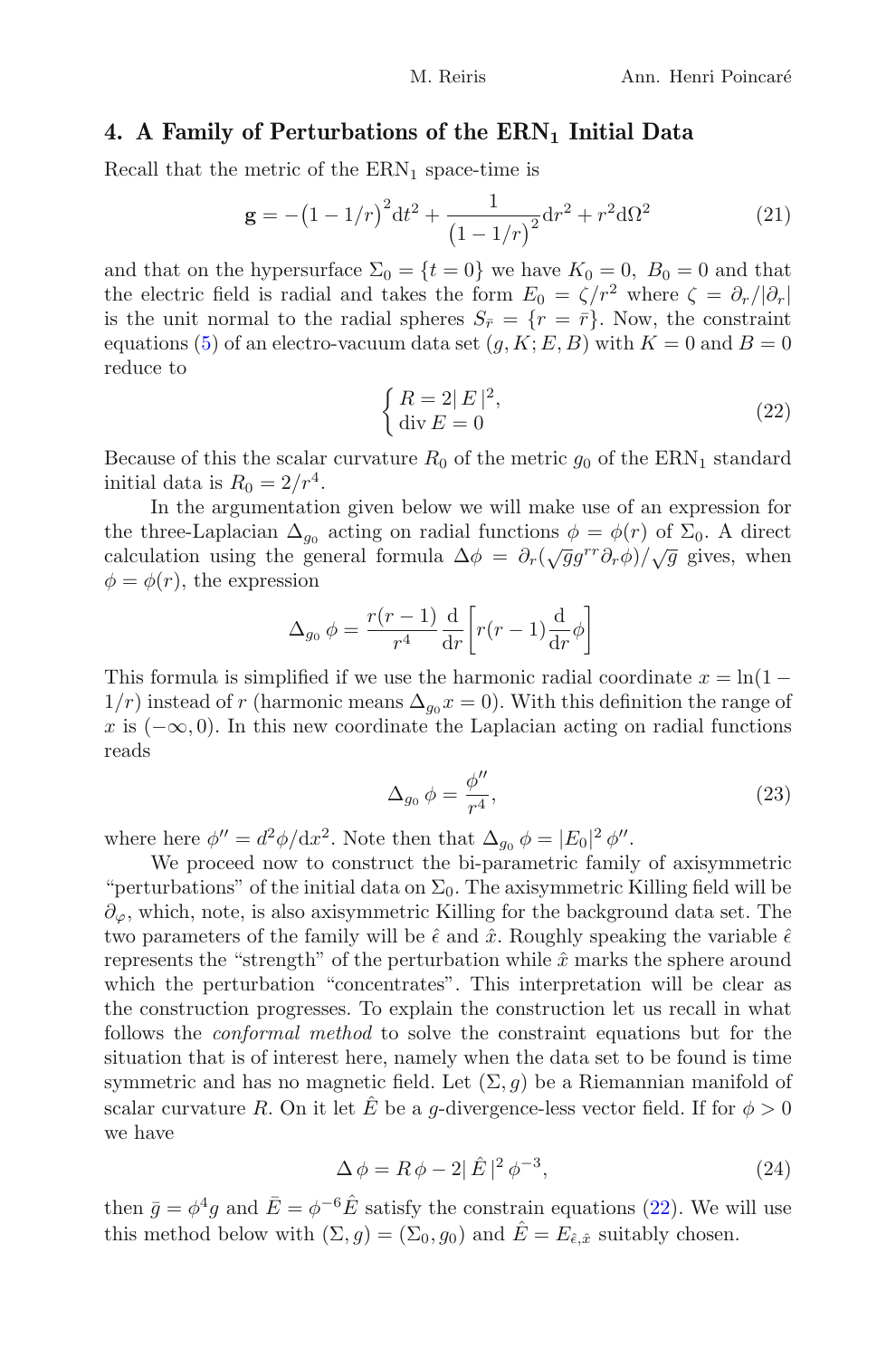## 4. A Family of Perturbations of the $\mathrm{ERN}_1$ Initial Data

Recall that the metric of the $\mathrm{ERN}_1$ space-time is

$$\mathbf{g} = -\big(1 - 1/r\big)^2 \mathrm{d}t^2 + \frac{1}{\big(1 - 1/r\big)^2} \mathrm{d}r^2 + r^2 \mathrm{d}\Omega^2 \tag{21}$$

and that on the hypersurface $\Sigma_0 = \{t = 0\}$ we have $K_0 = 0$, $B_0 = 0$ and that the electric field is radial and takes the form $E_0 = \zeta/r^2$ where $\zeta = \partial_r/|\partial_r|$ is the unit normal to the radial spheres $S_{\bar{r}} = \{r = \bar{r}\}$. Now, the constraint equations (5) of an electro-vacuum data set $(g, K; E, B)$ with $K = 0$ and $B = 0$ reduce to

$$\begin{cases} R = 2|\,E\,|^2, \\ \operatorname{div} E = 0 \end{cases} \tag{22}$$

Because of this the scalar curvature $R_0$ of the metric $g_0$ of the $\mathrm{ERN}_1$ standard initial data is $R_0 = 2/r^4$.

In the argumentation given below we will make use of an expression for the three-Laplacian $\Delta_{g_0}$ acting on radial functions $\phi = \phi(r)$ of $\Sigma_0$. A direct calculation using the general formula $\Delta\phi = \partial_r(\sqrt{g} g^{rr} \partial_r \phi)/\sqrt{g}$ gives, when $\phi = \phi(r)$, the expression

$$\Delta_{g_0} \phi = \frac{r(r-1)}{r^4} \frac{\mathrm{d}}{\mathrm{d}r}\left[ r(r-1) \frac{\mathrm{d}}{\mathrm{d}r} \phi \right]$$

This formula is simplified if we use the harmonic radial coordinate $x = \ln(1 - 1/r)$ instead of $r$ (harmonic means $\Delta_{g_0} x = 0$). With this definition the range of $x$ is $(-\infty, 0)$. In this new coordinate the Laplacian acting on radial functions reads

$$\Delta_{g_0} \phi = \frac{\phi''}{r^4}, \tag{23}$$

where here $\phi'' = d^2\phi/\mathrm{d}x^2$. Note then that $\Delta_{g_0} \phi = |E_0|^2 \phi''$.

We proceed now to construct the bi-parametric family of axisymmetric "perturbations" of the initial data on $\Sigma_0$. The axisymmetric Killing field will be $\partial_\varphi$, which, note, is also axisymmetric Killing for the background data set. The two parameters of the family will be $\hat{\epsilon}$ and $\hat{x}$. Roughly speaking the variable $\hat{\epsilon}$ represents the "strength" of the perturbation while $\hat{x}$ marks the sphere around which the perturbation "concentrates". This interpretation will be clear as the construction progresses. To explain the construction let us recall in what follows the *conformal method* to solve the constraint equations but for the situation that is of interest here, namely when the data set to be found is time symmetric and has no magnetic field. Let $(\Sigma, g)$ be a Riemannian manifold of scalar curvature $R$. On it let $\hat{E}$ be a $g$-divergence-less vector field. If for $\phi > 0$ we have

$$\Delta\,\phi = R\,\phi - 2|\,\hat{E}\,|^2\,\phi^{-3}, \tag{24}$$

then $\bar{g} = \phi^4 g$ and $\bar{E} = \phi^{-6}\hat{E}$ satisfy the constrain equations (22). We will use this method below with $(\Sigma, g) = (\Sigma_0, g_0)$ and $\hat{E} = E_{\hat{\epsilon},\hat{x}}$ suitably chosen.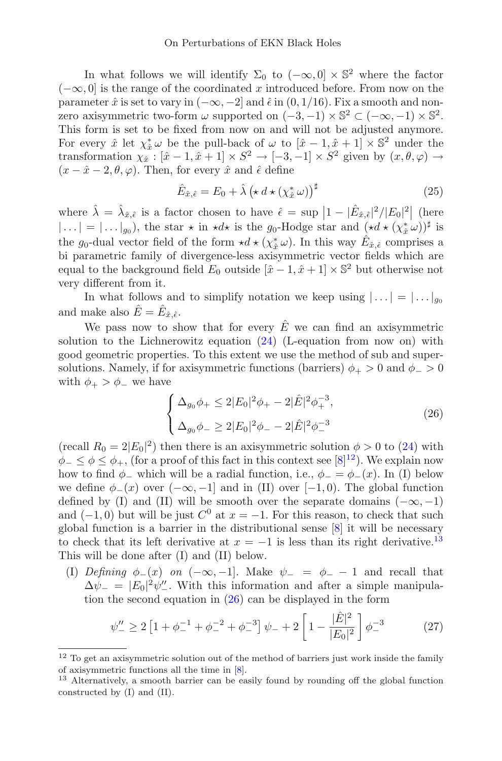In what follows we will identify $\Sigma_0$ to $(-\infty, 0] \times \mathbb{S}^2$ where the factor $(-\infty, 0]$ is the range of the coordinated $x$ introduced before. From now on the parameter $\hat{x}$ is set to vary in $(-\infty, -2]$ and $\hat{\epsilon}$ in $(0, 1/16)$. Fix a smooth and non-zero axisymmetric two-form $\omega$ supported on $(-3, -1) \times \mathbb{S}^2 \subset (-\infty, -1) \times \mathbb{S}^2$. This form is set to be fixed from now on and will not be adjusted anymore. For every $\hat{x}$ let $\chi^*_{\hat{x}}\,\omega$ be the pull-back of $\omega$ to $[\hat{x}-1, \hat{x}+1] \times \mathbb{S}^2$ under the transformation $\chi_{\hat{x}} : [\hat{x}-1, \hat{x}+1] \times S^2 \to [-3, -1] \times S^2$ given by $(x, \theta, \varphi) \to (x - \hat{x} - 2, \theta, \varphi)$. Then, for every $\hat{x}$ and $\hat{\epsilon}$ define

$$\hat{E}_{\hat{x},\hat{\epsilon}} = E_0 + \hat{\lambda}\left(\star\, d \star (\chi^*_{\hat{x}}\,\omega)\right)^{\sharp} \tag{25}$$

where $\hat{\lambda} = \hat{\lambda}_{\hat{x},\hat{\epsilon}}$ is a factor chosen to have $\hat{\epsilon} = \sup\left|1 - |\hat{E}_{\hat{x},\hat{\epsilon}}|^2/|E_0|^2\right|$ (here $|\ldots| = |\ldots|_{g_0}$), the star $\star$ in $\star d\star$ is the $g_0$-Hodge star and $(\star d \star(\chi^*_{\hat{x}}\,\omega))^{\sharp}$ is the $g_0$-dual vector field of the form $\star d \star(\chi^*_{\hat{x}}\,\omega)$. In this way $\hat{E}_{\hat{x},\hat{\epsilon}}$ comprises a bi parametric family of divergence-less axisymmetric vector fields which are equal to the background field $E_0$ outside $[\hat{x}-1, \hat{x}+1] \times \mathbb{S}^2$ but otherwise not very different from it.

In what follows and to simplify notation we keep using $|\ldots| = |\ldots|_{g_0}$ and make also $\hat{E} = \hat{E}_{\hat{x},\hat{\epsilon}}$.

We pass now to show that for every $\hat{E}$ we can find an axisymmetric solution to the Lichnerowitz equation (24) (L-equation from now on) with good geometric properties. To this extent we use the method of sub and super-solutions. Namely, if for axisymmetric functions (barriers) $\phi_+ > 0$ and $\phi_- > 0$ with $\phi_+ > \phi_-$ we have

$$\begin{cases} \Delta_{g_0}\phi_+ \leq 2|E_0|^2\phi_+ - 2|\hat{E}|^2\phi_+^{-3}, \\ \Delta_{g_0}\phi_- \geq 2|E_0|^2\phi_- - 2|\hat{E}|^2\phi_-^{-3} \end{cases} \tag{26}$$

(recall $R_0 = 2|E_0|^2$) then there is an axisymmetric solution $\phi > 0$ to (24) with $\phi_- \leq \phi \leq \phi_+$, (for a proof of this fact in this context see [8][12]). We explain now how to find $\phi_-$ which will be a radial function, i.e., $\phi_- = \phi_-(x)$. In (I) below we define $\phi_-(x)$ over $(-\infty, -1]$ and in (II) over $[-1, 0)$. The global function defined by (I) and (II) will be smooth over the separate domains $(-\infty, -1)$ and $(-1, 0)$ but will be just $C^0$ at $x = -1$. For this reason, to check that such global function is a barrier in the distributional sense [8] it will be necessary to check that its left derivative at $x = -1$ is less than its right derivative.[13] This will be done after (I) and (II) below.

(I) *Defining $\phi_-(x)$ on $(-\infty, -1]$.* Make $\psi_- = \phi_- - 1$ and recall that $\Delta\psi_- = |E_0|^2\psi''_-$. With this information and after a simple manipulation the second equation in (26) can be displayed in the form

$$\psi''_- \geq 2\left[1 + \phi_-^{-1} + \phi_-^{-2} + \phi_-^{-3}\right]\psi_- + 2\left[1 - \frac{|\hat{E}|^2}{|E_0|^2}\right]\phi_-^{-3} \tag{27}$$

---

[12] To get an axisymmetric solution out of the method of barriers just work inside the family of axisymmetric functions all the time in [8].

[13] Alternatively, a smooth barrier can be easily found by rounding off the global function constructed by (I) and (II).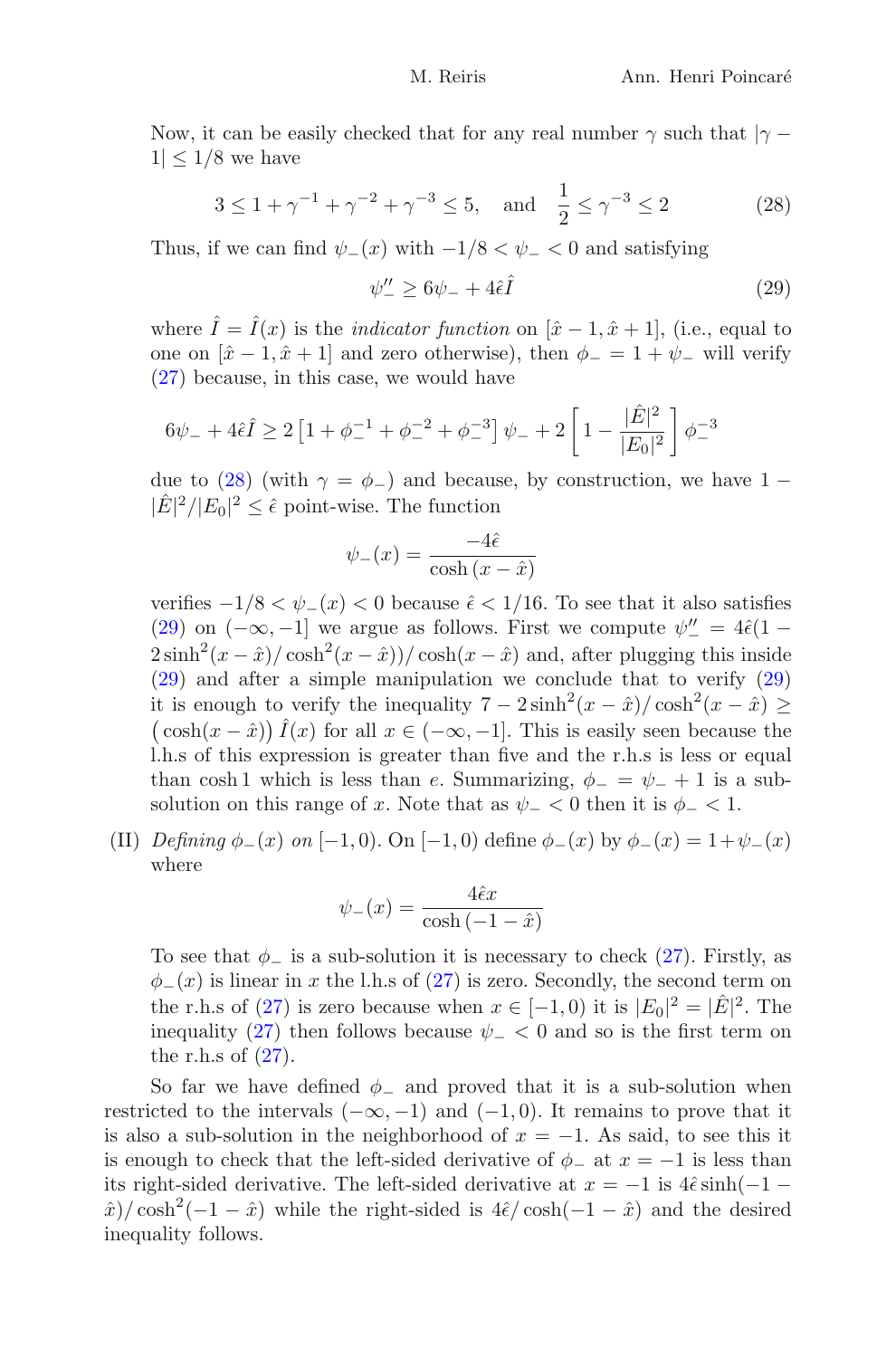Now, it can be easily checked that for any real number $\gamma$ such that $|\gamma - 1| \leq 1/8$ we have

$$3 \leq 1 + \gamma^{-1} + \gamma^{-2} + \gamma^{-3} \leq 5, \quad \text{and} \quad \frac{1}{2} \leq \gamma^{-3} \leq 2 \tag{28}$$

Thus, if we can find $\psi_-(x)$ with $-1/8 < \psi_- < 0$ and satisfying

$$\psi_-'' \geq 6\psi_- + 4\hat{\epsilon}\hat{I} \tag{29}$$

where $\hat{I} = \hat{I}(x)$ is the *indicator function* on $[\hat{x}-1, \hat{x}+1]$, (i.e., equal to one on $[\hat{x}-1, \hat{x}+1]$ and zero otherwise), then $\phi_- = 1 + \psi_-$ will verify (27) because, in this case, we would have

$$6\psi_- + 4\hat{\epsilon}\hat{I} \geq 2\left[1 + \phi_-^{-1} + \phi_-^{-2} + \phi_-^{-3}\right]\psi_- + 2\left[1 - \frac{|\hat{E}|^2}{|E_0|^2}\right]\phi_-^{-3}$$

due to (28) (with $\gamma = \phi_-$) and because, by construction, we have $1 - |\hat{E}|^2/|E_0|^2 \leq \hat{\epsilon}$ point-wise. The function

$$\psi_-(x) = \frac{-4\hat{\epsilon}}{\cosh(x - \hat{x})}$$

verifies $-1/8 < \psi_-(x) < 0$ because $\hat{\epsilon} < 1/16$. To see that it also satisfies (29) on $(-\infty, -1]$ we argue as follows. First we compute $\psi_-'' = 4\hat{\epsilon}(1 - 2\sinh^2(x-\hat{x})/\cosh^2(x-\hat{x}))/\cosh(x-\hat{x})$ and, after plugging this inside (29) and after a simple manipulation we conclude that to verify (29) it is enough to verify the inequality $7 - 2\sinh^2(x-\hat{x})/\cosh^2(x-\hat{x}) \geq \left(\cosh(x-\hat{x})\right)\hat{I}(x)$ for all $x \in (-\infty, -1]$. This is easily seen because the l.h.s of this expression is greater than five and the r.h.s is less or equal than $\cosh 1$ which is less than $e$. Summarizing, $\phi_- = \psi_- + 1$ is a sub-solution on this range of $x$. Note that as $\psi_- < 0$ then it is $\phi_- < 1$.

(II) *Defining* $\phi_-(x)$ *on* $[-1, 0)$. On $[-1, 0)$ define $\phi_-(x)$ by $\phi_-(x) = 1 + \psi_-(x)$ where

$$\psi_-(x) = \frac{4\hat{\epsilon}x}{\cosh(-1 - \hat{x})}$$

To see that $\phi_-$ is a sub-solution it is necessary to check (27). Firstly, as $\phi_-(x)$ is linear in $x$ the l.h.s of (27) is zero. Secondly, the second term on the r.h.s of (27) is zero because when $x \in [-1, 0)$ it is $|E_0|^2 = |\hat{E}|^2$. The inequality (27) then follows because $\psi_- < 0$ and so is the first term on the r.h.s of (27).

So far we have defined $\phi_-$ and proved that it is a sub-solution when restricted to the intervals $(-\infty, -1)$ and $(-1, 0)$. It remains to prove that it is also a sub-solution in the neighborhood of $x = -1$. As said, to see this it is enough to check that the left-sided derivative of $\phi_-$ at $x = -1$ is less than its right-sided derivative. The left-sided derivative at $x = -1$ is $4\hat{\epsilon}\sinh(-1 - \hat{x})/\cosh^2(-1 - \hat{x})$ while the right-sided is $4\hat{\epsilon}/\cosh(-1 - \hat{x})$ and the desired inequality follows.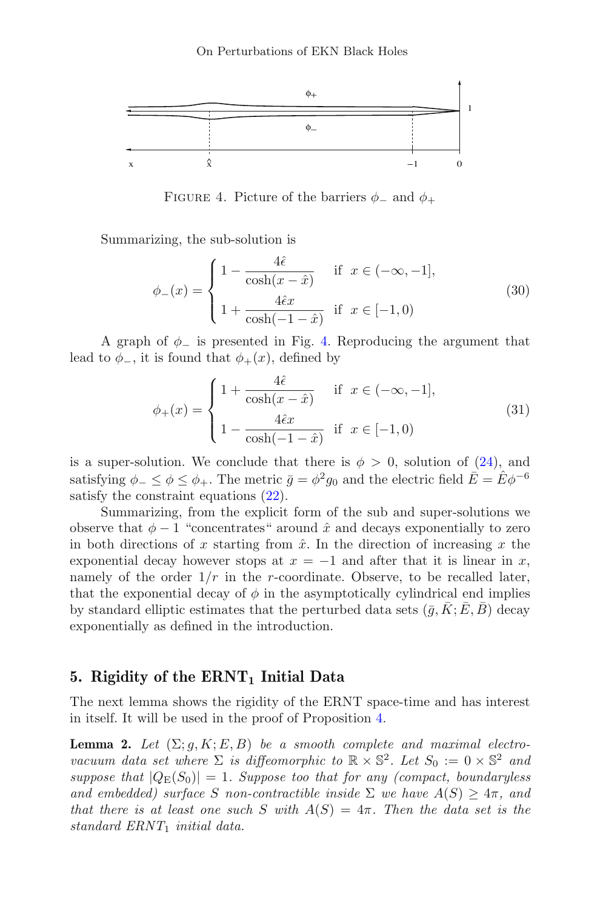FIGURE 4. Picture of the barriers $\phi_-$ and $\phi_+$

Summarizing, the sub-solution is

$$\phi_-(x) = \begin{cases} 1 - \dfrac{4\hat{\epsilon}}{\cosh(x - \hat{x})} & \text{if } \ x \in (-\infty, -1], \\ 1 + \dfrac{4\hat{\epsilon}x}{\cosh(-1 - \hat{x})} & \text{if } \ x \in [-1, 0) \end{cases} \tag{30}$$

A graph of $\phi_-$ is presented in Fig. 4. Reproducing the argument that lead to $\phi_-$, it is found that $\phi_+(x)$, defined by

$$\phi_+(x) = \begin{cases} 1 + \dfrac{4\hat{\epsilon}}{\cosh(x - \hat{x})} & \text{if } \ x \in (-\infty, -1], \\ 1 - \dfrac{4\hat{\epsilon}x}{\cosh(-1 - \hat{x})} & \text{if } \ x \in [-1, 0) \end{cases} \tag{31}$$

is a super-solution. We conclude that there is $\phi > 0$, solution of (24), and satisfying $\phi_- \leq \phi \leq \phi_+$. The metric $\bar{g} = \phi^2 g_0$ and the electric field $\bar{E} = \hat{E}\phi^{-6}$ satisfy the constraint equations (22).

Summarizing, from the explicit form of the sub and super-solutions we observe that $\phi - 1$ "concentrates" around $\hat{x}$ and decays exponentially to zero in both directions of $x$ starting from $\hat{x}$. In the direction of increasing $x$ the exponential decay however stops at $x = -1$ and after that it is linear in $x$, namely of the order $1/r$ in the $r$-coordinate. Observe, to be recalled later, that the exponential decay of $\phi$ in the asymptotically cylindrical end implies by standard elliptic estimates that the perturbed data sets $(\bar{g}, \bar{K}; \bar{E}, \bar{B})$ decay exponentially as defined in the introduction.

## 5. Rigidity of the ERNT$_1$ Initial Data

The next lemma shows the rigidity of the ERNT space-time and has interest in itself. It will be used in the proof of Proposition 4.

**Lemma 2.** *Let $(\Sigma; g, K; E, B)$ be a smooth complete and maximal electro-vacuum data set where $\Sigma$ is diffeomorphic to $\mathbb{R} \times \mathbb{S}^2$. Let $S_0 := 0 \times \mathbb{S}^2$ and suppose that $|Q_{\rm E}(S_0)| = 1$. Suppose too that for any (compact, boundaryless and embedded) surface $S$ non-contractible inside $\Sigma$ we have $A(S) \geq 4\pi$, and that there is at least one such $S$ with $A(S) = 4\pi$. Then the data set is the standard ERNT$_1$ initial data.*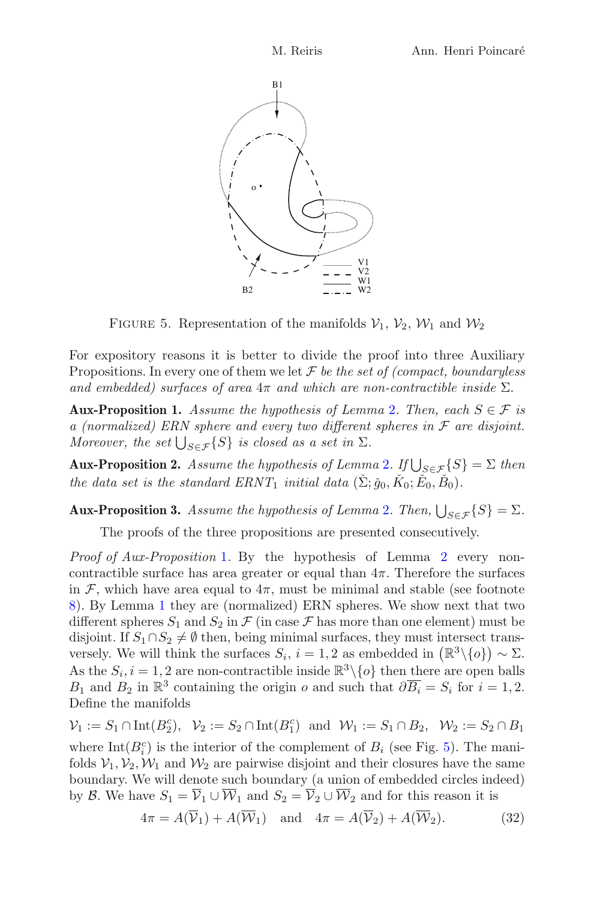FIGURE 5. Representation of the manifolds $\mathcal{V}_1$, $\mathcal{V}_2$, $\mathcal{W}_1$ and $\mathcal{W}_2$

For expository reasons it is better to divide the proof into three Auxiliary Propositions. In every one of them we let $\mathcal{F}$ *be the set of (compact, boundaryless and embedded) surfaces of area* $4\pi$ *and which are non-contractible inside* $\Sigma$.

**Aux-Proposition 1.** *Assume the hypothesis of Lemma 2. Then, each $S \in \mathcal{F}$ is a (normalized) ERN sphere and every two different spheres in $\mathcal{F}$ are disjoint. Moreover, the set $\bigcup_{S\in\mathcal{F}}\{S\}$ is closed as a set in $\Sigma$.*

**Aux-Proposition 2.** *Assume the hypothesis of Lemma 2. If $\bigcup_{S\in\mathcal{F}}\{S\} = \Sigma$ then the data set is the standard ERNT$_1$ initial data $(\check{\Sigma}; \check{g}_0, \check{K}_0; \check{E}_0, \check{B}_0)$.*

**Aux-Proposition 3.** *Assume the hypothesis of Lemma 2. Then, $\bigcup_{S\in\mathcal{F}}\{S\} = \Sigma$.*

The proofs of the three propositions are presented consecutively.

*Proof of Aux-Proposition 1.* By the hypothesis of Lemma 2 every non-contractible surface has area greater or equal than $4\pi$. Therefore the surfaces in $\mathcal{F}$, which have area equal to $4\pi$, must be minimal and stable (see footnote 8). By Lemma 1 they are (normalized) ERN spheres. We show next that two different spheres $S_1$ and $S_2$ in $\mathcal{F}$ (in case $\mathcal{F}$ has more than one element) must be disjoint. If $S_1 \cap S_2 \neq \emptyset$ then, being minimal surfaces, they must intersect transversely. We will think the surfaces $S_i$, $i = 1, 2$ as embedded in $(\mathbb{R}^3\backslash\{o\}) \sim \Sigma$. As the $S_i$, $i = 1, 2$ are non-contractible inside $\mathbb{R}^3\backslash\{o\}$ then there are open balls $B_1$ and $B_2$ in $\mathbb{R}^3$ containing the origin $o$ and such that $\partial\overline{B_i} = S_i$ for $i = 1, 2$. Define the manifolds

$$\mathcal{V}_1 := S_1 \cap \mathrm{Int}(B_2^c),\ \ \mathcal{V}_2 := S_2 \cap \mathrm{Int}(B_1^c)\ \ \text{and}\ \ \mathcal{W}_1 := S_1 \cap B_2,\ \ \mathcal{W}_2 := S_2 \cap B_1$$

where $\mathrm{Int}(B_i^c)$ is the interior of the complement of $B_i$ (see Fig. 5). The manifolds $\mathcal{V}_1, \mathcal{V}_2, \mathcal{W}_1$ and $\mathcal{W}_2$ are pairwise disjoint and their closures have the same boundary. We will denote such boundary (a union of embedded circles indeed) by $\mathcal{B}$. We have $S_1 = \overline{\mathcal{V}}_1 \cup \overline{\mathcal{W}}_1$ and $S_2 = \overline{\mathcal{V}}_2 \cup \overline{\mathcal{W}}_2$ and for this reason it is

$$4\pi = A(\overline{\mathcal{V}}_1) + A(\overline{\mathcal{W}}_1) \quad \text{and} \quad 4\pi = A(\overline{\mathcal{V}}_2) + A(\overline{\mathcal{W}}_2). \tag{32}$$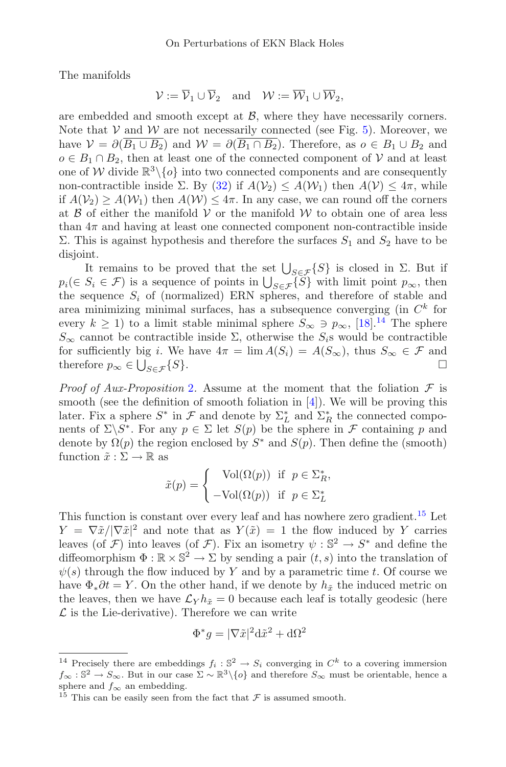The manifolds

$$\mathcal{V} := \overline{\mathcal{V}}_1 \cup \overline{\mathcal{V}}_2 \quad \text{and} \quad \mathcal{W} := \overline{\mathcal{W}}_1 \cup \overline{\mathcal{W}}_2,$$

are embedded and smooth except at $\mathcal{B}$, where they have necessarily corners. Note that $\mathcal{V}$ and $\mathcal{W}$ are not necessarily connected (see Fig. 5). Moreover, we have $\mathcal{V} = \partial(\overline{B_1 \cup B_2})$ and $\mathcal{W} = \partial(\overline{B_1 \cap B_2})$. Therefore, as $o \in B_1 \cup B_2$ and $o \in B_1 \cap B_2$, then at least one of the connected component of $\mathcal{V}$ and at least one of $\mathcal{W}$ divide $\mathbb{R}^3 \backslash \{o\}$ into two connected components and are consequently non-contractible inside $\Sigma$. By (32) if $A(\mathcal{V}_2) \leq A(\mathcal{W}_1)$ then $A(\mathcal{V}) \leq 4\pi$, while if $A(\mathcal{V}_2) \geq A(\mathcal{W}_1)$ then $A(\mathcal{W}) \leq 4\pi$. In any case, we can round off the corners at $\mathcal{B}$ of either the manifold $\mathcal{V}$ or the manifold $\mathcal{W}$ to obtain one of area less than $4\pi$ and having at least one connected component non-contractible inside $\Sigma$. This is against hypothesis and therefore the surfaces $S_1$ and $S_2$ have to be disjoint.

It remains to be proved that the set $\bigcup_{S \in \mathcal{F}} \{S\}$ is closed in $\Sigma$. But if $p_i (\in S_i \in \mathcal{F})$ is a sequence of points in $\bigcup_{S \in \mathcal{F}} \{S\}$ with limit point $p_\infty$, then the sequence $S_i$ of (normalized) ERN spheres, and therefore of stable and area minimizing minimal surfaces, has a subsequence converging (in $C^k$ for every $k \geq 1$) to a limit stable minimal sphere $S_\infty \ni p_\infty$, [18].[14] The sphere $S_\infty$ cannot be contractible inside $\Sigma$, otherwise the $S_i$s would be contractible for sufficiently big $i$. We have $4\pi = \lim A(S_i) = A(S_\infty)$, thus $S_\infty \in \mathcal{F}$ and therefore $p_\infty \in \bigcup_{S \in \mathcal{F}} \{S\}$. $\square$

*Proof of Aux-Proposition 2.* Assume at the moment that the foliation $\mathcal{F}$ is smooth (see the definition of smooth foliation in [4]). We will be proving this later. Fix a sphere $S^*$ in $\mathcal{F}$ and denote by $\Sigma^*_L$ and $\Sigma^*_R$ the connected components of $\Sigma \backslash S^*$. For any $p \in \Sigma$ let $S(p)$ be the sphere in $\mathcal{F}$ containing $p$ and denote by $\Omega(p)$ the region enclosed by $S^*$ and $S(p)$. Then define the (smooth) function $\tilde{x} : \Sigma \rightarrow \mathbb{R}$ as

$$\tilde{x}(p) = \begin{cases} \ \ \mathrm{Vol}(\Omega(p)) & \text{if } \ p \in \Sigma^*_R, \\ -\mathrm{Vol}(\Omega(p)) & \text{if } \ p \in \Sigma^*_L \end{cases}$$

This function is constant over every leaf and has nowhere zero gradient.[15] Let $Y = \nabla \tilde{x} / |\nabla \tilde{x}|^2$ and note that as $Y(\tilde{x}) = 1$ the flow induced by $Y$ carries leaves (of $\mathcal{F}$) into leaves (of $\mathcal{F}$). Fix an isometry $\psi : \mathbb{S}^2 \rightarrow S^*$ and define the diffeomorphism $\Phi : \mathbb{R} \times \mathbb{S}^2 \rightarrow \Sigma$ by sending a pair $(t, s)$ into the translation of $\psi(s)$ through the flow induced by $Y$ and by a parametric time $t$. Of course we have $\Phi_* \partial t = Y$. On the other hand, if we denote by $h_{\tilde{x}}$ the induced metric on the leaves, then we have $\mathcal{L}_Y h_{\tilde{x}} = 0$ because each leaf is totally geodesic (here $\mathcal{L}$ is the Lie-derivative). Therefore we can write

$$\Phi^* g = |\nabla \tilde{x}|^2 \mathrm{d}\tilde{x}^2 + \mathrm{d}\Omega^2$$

---

[14] Precisely there are embeddings $f_i : \mathbb{S}^2 \rightarrow S_i$ converging in $C^k$ to a covering immersion $f_\infty : \mathbb{S}^2 \rightarrow S_\infty$. But in our case $\Sigma \sim \mathbb{R}^3 \backslash \{o\}$ and therefore $S_\infty$ must be orientable, hence a sphere and $f_\infty$ an embedding.

[15] This can be easily seen from the fact that $\mathcal{F}$ is assumed smooth.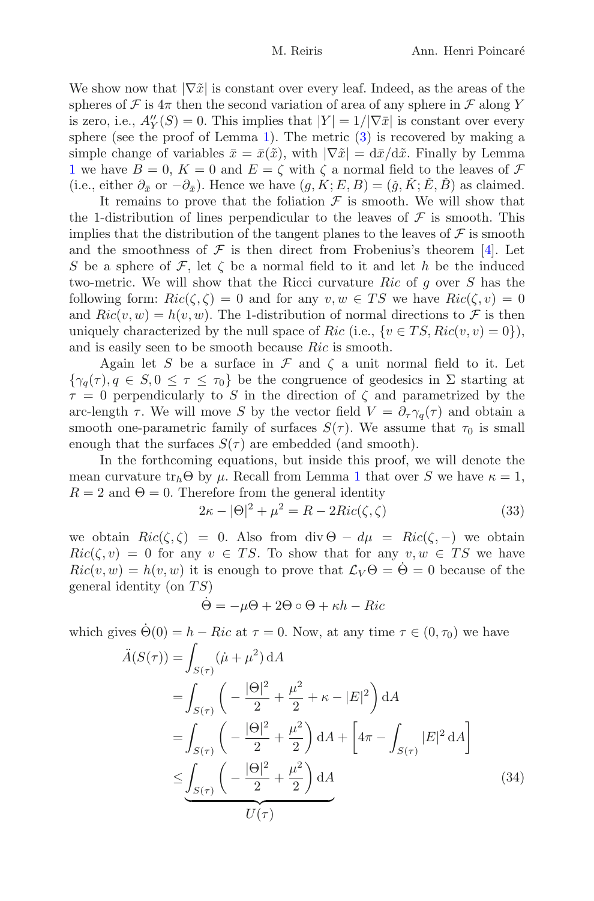We show now that $|\nabla\tilde{x}|$ is constant over every leaf. Indeed, as the areas of the spheres of $\mathcal{F}$ is $4\pi$ then the second variation of area of any sphere in $\mathcal{F}$ along $Y$ is zero, i.e., $A''_Y(S)=0$. This implies that $|Y|=1/|\nabla\bar{x}|$ is constant over every sphere (see the proof of Lemma 1). The metric (3) is recovered by making a simple change of variables $\bar{x}=\bar{x}(\tilde{x})$, with $|\nabla\tilde{x}|=\mathrm{d}\bar{x}/\mathrm{d}\tilde{x}$. Finally by Lemma 1 we have $B=0$, $K=0$ and $E=\zeta$ with $\zeta$ a normal field to the leaves of $\mathcal{F}$ (i.e., either $\partial_{\bar{x}}$ or $-\partial_{\bar{x}}$). Hence we have $(g,K;E,B)=(\check{g},\check{K};\check{E},\check{B})$ as claimed.

It remains to prove that the foliation $\mathcal{F}$ is smooth. We will show that the 1-distribution of lines perpendicular to the leaves of $\mathcal{F}$ is smooth. This implies that the distribution of the tangent planes to the leaves of $\mathcal{F}$ is smooth and the smoothness of $\mathcal{F}$ is then direct from Frobenius's theorem [4]. Let $S$ be a sphere of $\mathcal{F}$, let $\zeta$ be a normal field to it and let $h$ be the induced two-metric. We will show that the Ricci curvature $Ric$ of $g$ over $S$ has the following form: $Ric(\zeta,\zeta)=0$ and for any $v,w\in TS$ we have $Ric(\zeta,v)=0$ and $Ric(v,w)=h(v,w)$. The 1-distribution of normal directions to $\mathcal{F}$ is then uniquely characterized by the null space of $Ric$ (i.e., $\{v\in TS, Ric(v,v)=0\}$), and is easily seen to be smooth because $Ric$ is smooth.

Again let $S$ be a surface in $\mathcal{F}$ and $\zeta$ a unit normal field to it. Let $\{\gamma_q(\tau), q\in S, 0\leq\tau\leq\tau_0\}$ be the congruence of geodesics in $\Sigma$ starting at $\tau=0$ perpendicularly to $S$ in the direction of $\zeta$ and parametrized by the arc-length $\tau$. We will move $S$ by the vector field $V=\partial_\tau\gamma_q(\tau)$ and obtain a smooth one-parametric family of surfaces $S(\tau)$. We assume that $\tau_0$ is small enough that the surfaces $S(\tau)$ are embedded (and smooth).

In the forthcoming equations, but inside this proof, we will denote the mean curvature $\mathrm{tr}_h\Theta$ by $\mu$. Recall from Lemma 1 that over $S$ we have $\kappa=1$, $R=2$ and $\Theta=0$. Therefore from the general identity

$$2\kappa-|\Theta|^2+\mu^2=R-2Ric(\zeta,\zeta) \tag{33}$$

we obtain $Ric(\zeta,\zeta)=0$. Also from $\operatorname{div}\Theta-d\mu=Ric(\zeta,-)$ we obtain $Ric(\zeta,v)=0$ for any $v\in TS$. To show that for any $v,w\in TS$ we have $Ric(v,w)=h(v,w)$ it is enough to prove that $\mathcal{L}_V\Theta=\dot{\Theta}=0$ because of the general identity (on $TS$)

$$\dot{\Theta}=-\mu\Theta+2\Theta\circ\Theta+\kappa h-Ric$$

which gives $\dot{\Theta}(0)=h-Ric$ at $\tau=0$. Now, at any time $\tau\in(0,\tau_0)$ we have

$$\begin{aligned}
\ddot{A}(S(\tau)) &= \int_{S(\tau)}(\dot{\mu}+\mu^2)\,\mathrm{d}A\\
&= \int_{S(\tau)}\left(-\frac{|\Theta|^2}{2}+\frac{\mu^2}{2}+\kappa-|E|^2\right)\mathrm{d}A\\
&= \int_{S(\tau)}\left(-\frac{|\Theta|^2}{2}+\frac{\mu^2}{2}\right)\mathrm{d}A+\left[4\pi-\int_{S(\tau)}|E|^2\,\mathrm{d}A\right]\\
&\leq \underbrace{\int_{S(\tau)}\left(-\frac{|\Theta|^2}{2}+\frac{\mu^2}{2}\right)\mathrm{d}A}_{U(\tau)}
\end{aligned} \tag{34}$$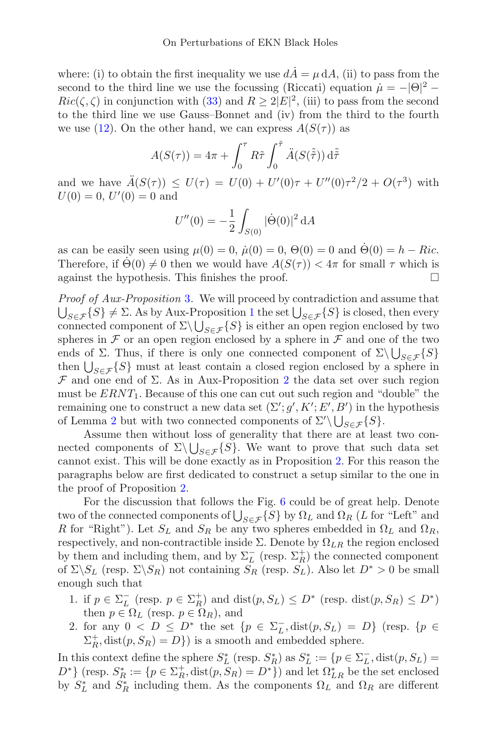where: (i) to obtain the first inequality we use $d\dot{A} = \mu\, \mathrm{d}A$, (ii) to pass from the second to the third line we use the focussing (Riccati) equation $\dot{\mu} = -|\Theta|^2 - Ric(\zeta,\zeta)$ in conjunction with (33) and $R \geq 2|E|^2$, (iii) to pass from the second to the third line we use Gauss–Bonnet and (iv) from the third to the fourth we use (12). On the other hand, we can express $A(S(\tau))$ as

$$A(S(\tau)) = 4\pi + \int_0^\tau R\tilde{\tau} \int_0^{\tilde{\tau}} \ddot{A}(S(\tilde{\tilde{\tau}}))\, \mathrm{d}\tilde{\tilde{\tau}}$$

and we have $\ddot{A}(S(\tau)) \leq U(\tau) = U(0) + U'(0)\tau + U''(0)\tau^2/2 + O(\tau^3)$ with $U(0) = 0$, $U'(0) = 0$ and

$$U''(0) = -\frac{1}{2}\int_{S(0)} |\dot{\Theta}(0)|^2\, \mathrm{d}A$$

as can be easily seen using $\mu(0) = 0$, $\dot{\mu}(0) = 0$, $\Theta(0) = 0$ and $\dot{\Theta}(0) = h - Ric$. Therefore, if $\dot{\Theta}(0) \neq 0$ then we would have $A(S(\tau)) < 4\pi$ for small $\tau$ which is against the hypothesis. This finishes the proof. □

*Proof of Aux-Proposition 3.* We will proceed by contradiction and assume that $\bigcup_{S\in\mathcal{F}}\{S\} \neq \Sigma$. As by Aux-Proposition 1 the set $\bigcup_{S\in\mathcal{F}}\{S\}$ is closed, then every connected component of $\Sigma\setminus\bigcup_{S\in\mathcal{F}}\{S\}$ is either an open region enclosed by two spheres in $\mathcal{F}$ or an open region enclosed by a sphere in $\mathcal{F}$ and one of the two ends of $\Sigma$. Thus, if there is only one connected component of $\Sigma\setminus\bigcup_{S\in\mathcal{F}}\{S\}$ then $\bigcup_{S\in\mathcal{F}}\{S\}$ must at least contain a closed region enclosed by a sphere in $\mathcal{F}$ and one end of $\Sigma$. As in Aux-Proposition 2 the data set over such region must be $ERNT_1$. Because of this one can cut out such region and "double" the remaining one to construct a new data set $(\Sigma'; g', K'; E', B')$ in the hypothesis of Lemma 2 but with two connected components of $\Sigma'\setminus\bigcup_{S\in\mathcal{F}}\{S\}$.

Assume then without loss of generality that there are at least two connected components of $\Sigma\setminus\bigcup_{S\in\mathcal{F}}\{S\}$. We want to prove that such data set cannot exist. This will be done exactly as in Proposition 2. For this reason the paragraphs below are first dedicated to construct a setup similar to the one in the proof of Proposition 2.

For the discussion that follows the Fig. 6 could be of great help. Denote two of the connected components of $\bigcup_{S\in\mathcal{F}}\{S\}$ by $\Omega_L$ and $\Omega_R$ ($L$ for "Left" and $R$ for "Right"). Let $S_L$ and $S_R$ be any two spheres embedded in $\Omega_L$ and $\Omega_R$, respectively, and non-contractible inside $\Sigma$. Denote by $\Omega_{LR}$ the region enclosed by them and including them, and by $\Sigma_L^-$ (resp. $\Sigma_R^+$) the connected component of $\Sigma\setminus S_L$ (resp. $\Sigma\setminus S_R$) not containing $S_R$ (resp. $S_L$). Also let $D^* > 0$ be small enough such that

1. if $p \in \Sigma_L^-$ (resp. $p \in \Sigma_R^+$) and $\mathrm{dist}(p, S_L) \leq D^*$ (resp. $\mathrm{dist}(p, S_R) \leq D^*$) then $p \in \Omega_L$ (resp. $p \in \Omega_R$), and
2. for any $0 < D \leq D^*$ the set $\{p \in \Sigma_L^-, \mathrm{dist}(p, S_L) = D\}$ (resp. $\{p \in \Sigma_R^+, \mathrm{dist}(p, S_R) = D\}$) is a smooth and embedded sphere.

In this context define the sphere $S_L^*$ (resp. $S_R^*$) as $S_L^* := \{p \in \Sigma_L^-, \mathrm{dist}(p, S_L) = D^*\}$ (resp. $S_R^* := \{p \in \Sigma_R^+, \mathrm{dist}(p, S_R) = D^*\}$) and let $\Omega_{LR}^*$ be the set enclosed by $S_L^*$ and $S_R^*$ including them. As the components $\Omega_L$ and $\Omega_R$ are different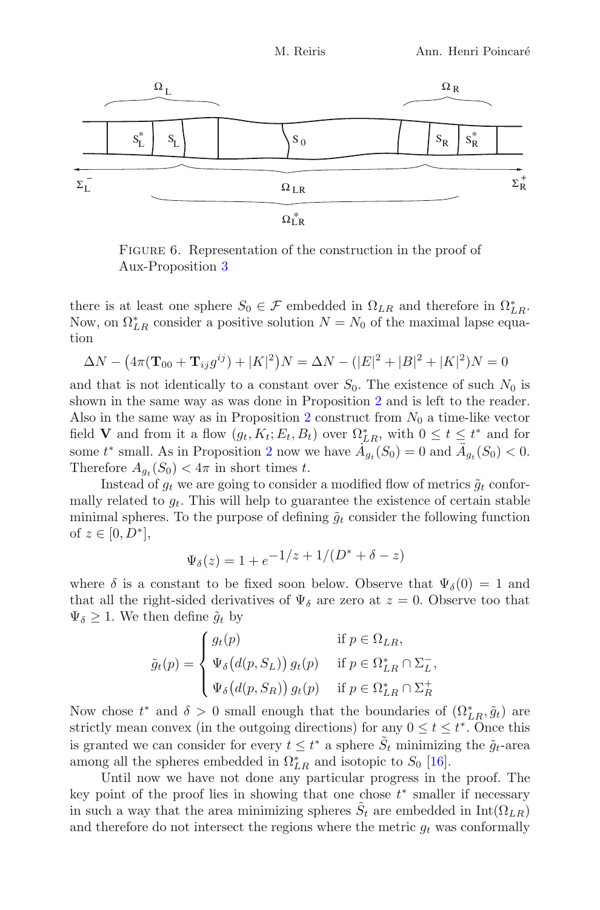FIGURE 6. Representation of the construction in the proof of Aux-Proposition 3

there is at least one sphere $S_0 \in \mathcal{F}$ embedded in $\Omega_{LR}$ and therefore in $\Omega^*_{LR}$. Now, on $\Omega^*_{LR}$ consider a positive solution $N = N_0$ of the maximal lapse equation

$$\Delta N - \big(4\pi(\mathbf{T}_{00} + \mathbf{T}_{ij}g^{ij}) + |K|^2\big)N = \Delta N - (|E|^2 + |B|^2 + |K|^2)N = 0$$

and that is not identically to a constant over $S_0$. The existence of such $N_0$ is shown in the same way as was done in Proposition 2 and is left to the reader. Also in the same way as in Proposition 2 construct from $N_0$ a time-like vector field $\mathbf{V}$ and from it a flow $(g_t, K_t; E_t, B_t)$ over $\Omega^*_{LR}$, with $0 \leq t \leq t^*$ and for some $t^*$ small. As in Proposition 2 now we have $\dot{A}_{g_t}(S_0) = 0$ and $\ddot{A}_{g_t}(S_0) < 0$. Therefore $A_{g_t}(S_0) < 4\pi$ in short times $t$.

Instead of $g_t$ we are going to consider a modified flow of metrics $\tilde{g}_t$ conformally related to $g_t$. This will help to guarantee the existence of certain stable minimal spheres. To the purpose of defining $\tilde{g}_t$ consider the following function of $z \in [0, D^*]$,

$$\Psi_\delta(z) = 1 + e^{-1/z + 1/(D^* + \delta - z)}$$

where $\delta$ is a constant to be fixed soon below. Observe that $\Psi_\delta(0) = 1$ and that all the right-sided derivatives of $\Psi_\delta$ are zero at $z = 0$. Observe too that $\Psi_\delta \geq 1$. We then define $\tilde{g}_t$ by

$$\tilde{g}_t(p) = \begin{cases} g_t(p) & \text{if } p \in \Omega_{LR}, \\ \Psi_\delta\big(d(p, S_L)\big)\, g_t(p) & \text{if } p \in \Omega^*_{LR} \cap \Sigma^-_L, \\ \Psi_\delta\big(d(p, S_R)\big)\, g_t(p) & \text{if } p \in \Omega^*_{LR} \cap \Sigma^+_R \end{cases}$$

Now chose $t^*$ and $\delta > 0$ small enough that the boundaries of $(\Omega^*_{LR}, \tilde{g}_t)$ are strictly mean convex (in the outgoing directions) for any $0 \leq t \leq t^*$. Once this is granted we can consider for every $t \leq t^*$ a sphere $\tilde{S}_t$ minimizing the $\tilde{g}_t$-area among all the spheres embedded in $\Omega^*_{LR}$ and isotopic to $S_0$ [16].

Until now we have not done any particular progress in the proof. The key point of the proof lies in showing that one chose $t^*$ smaller if necessary in such a way that the area minimizing spheres $\tilde{S}_t$ are embedded in $\text{Int}(\Omega_{LR})$ and therefore do not intersect the regions where the metric $g_t$ was conformally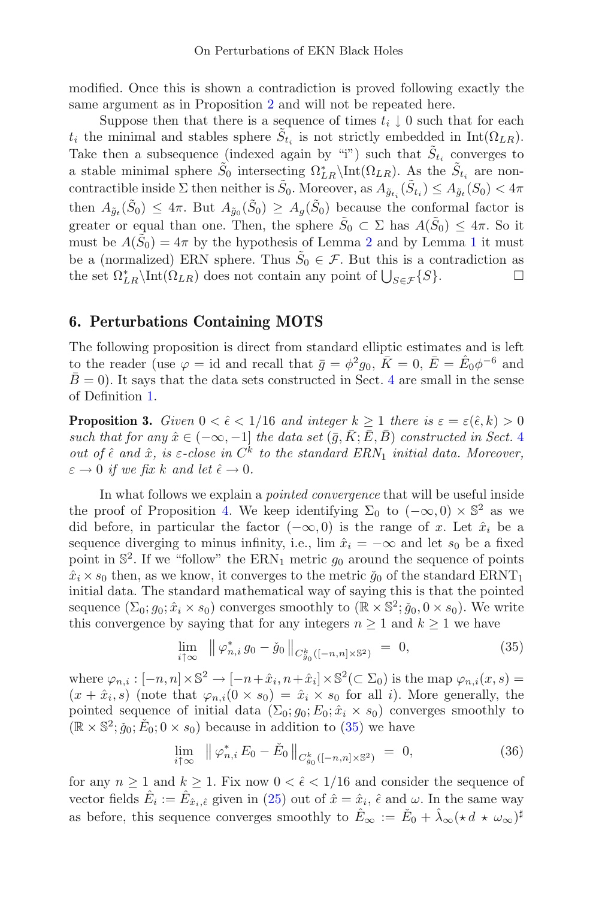modified. Once this is shown a contradiction is proved following exactly the same argument as in Proposition 2 and will not be repeated here.

Suppose then that there is a sequence of times $t_i \downarrow 0$ such that for each $t_i$ the minimal and stables sphere $\tilde{S}_{t_i}$ is not strictly embedded in $\mathrm{Int}(\Omega_{LR})$. Take then a subsequence (indexed again by "i") such that $\tilde{S}_{t_i}$ converges to a stable minimal sphere $\tilde{S}_0$ intersecting $\Omega^*_{LR}\backslash\mathrm{Int}(\Omega_{LR})$. As the $\tilde{S}_{t_i}$ are non-contractible inside $\Sigma$ then neither is $\tilde{S}_0$. Moreover, as $A_{\tilde{g}_{t_i}}(\tilde{S}_{t_i}) \leq A_{\tilde{g}_t}(S_0) < 4\pi$ then $A_{\tilde{g}_t}(\tilde{S}_0) \leq 4\pi$. But $A_{\tilde{g}_0}(\tilde{S}_0) \geq A_g(\tilde{S}_0)$ because the conformal factor is greater or equal than one. Then, the sphere $\tilde{S}_0 \subset \Sigma$ has $A(\tilde{S}_0) \leq 4\pi$. So it must be $A(\tilde{S}_0) = 4\pi$ by the hypothesis of Lemma 2 and by Lemma 1 it must be a (normalized) ERN sphere. Thus $\tilde{S}_0 \in \mathcal{F}$. But this is a contradiction as the set $\Omega^*_{LR}\backslash\mathrm{Int}(\Omega_{LR})$ does not contain any point of $\bigcup_{S\in\mathcal{F}}\{S\}$. □

## 6. Perturbations Containing MOTS

The following proposition is direct from standard elliptic estimates and is left to the reader (use $\varphi = \mathrm{id}$ and recall that $\bar{g} = \phi^2 g_0$, $\bar{K} = 0$, $\bar{E} = \hat{E}_0\phi^{-6}$ and $\bar{B} = 0$). It says that the data sets constructed in Sect. 4 are small in the sense of Definition 1.

**Proposition 3.** *Given $0 < \hat{\epsilon} < 1/16$ and integer $k \geq 1$ there is $\varepsilon = \varepsilon(\hat{\epsilon}, k) > 0$ such that for any $\hat{x} \in (-\infty, -1]$ the data set $(\bar{g}, \bar{K}; \bar{E}, \bar{B})$ constructed in Sect. 4 out of $\hat{\epsilon}$ and $\hat{x}$, is $\varepsilon$-close in $C^k$ to the standard $ERN_1$ initial data. Moreover, $\varepsilon \to 0$ if we fix $k$ and let $\hat{\epsilon} \to 0$.*

In what follows we explain a *pointed convergence* that will be useful inside the proof of Proposition 4. We keep identifying $\Sigma_0$ to $(-\infty, 0) \times \mathbb{S}^2$ as we did before, in particular the factor $(-\infty, 0)$ is the range of $x$. Let $\hat{x}_i$ be a sequence diverging to minus infinity, i.e., $\lim \hat{x}_i = -\infty$ and let $s_0$ be a fixed point in $\mathbb{S}^2$. If we "follow" the $\mathrm{ERN}_1$ metric $g_0$ around the sequence of points $\hat{x}_i \times s_0$ then, as we know, it converges to the metric $\check{g}_0$ of the standard $\mathrm{ERNT}_1$ initial data. The standard mathematical way of saying this is that the pointed sequence $(\Sigma_0; g_0; \hat{x}_i \times s_0)$ converges smoothly to $(\mathbb{R} \times \mathbb{S}^2; \check{g}_0, 0 \times s_0)$. We write this convergence by saying that for any integers $n \geq 1$ and $k \geq 1$ we have

$$\lim_{i\uparrow\infty} \ \left\| \varphi^*_{n,i}\, g_0 - \check{g}_0 \right\|_{C^k_{\check{g}_0}([-n,n]\times\mathbb{S}^2)} \ = \ 0, \tag{35}$$

where $\varphi_{n,i} : [-n, n] \times \mathbb{S}^2 \to [-n + \hat{x}_i, n + \hat{x}_i] \times \mathbb{S}^2 (\subset \Sigma_0)$ is the map $\varphi_{n,i}(x, s) = (x + \hat{x}_i, s)$ (note that $\varphi_{n,i}(0 \times s_0) = \hat{x}_i \times s_0$ for all $i$). More generally, the pointed sequence of initial data $(\Sigma_0; g_0; E_0; \hat{x}_i \times s_0)$ converges smoothly to $(\mathbb{R} \times \mathbb{S}^2; \check{g}_0; \check{E}_0; 0 \times s_0)$ because in addition to (35) we have

$$\lim_{i\uparrow\infty} \ \left\| \varphi^*_{n,i}\, E_0 - \check{E}_0 \right\|_{C^k_{\check{g}_0}([-n,n]\times\mathbb{S}^2)} \ = \ 0, \tag{36}$$

for any $n \geq 1$ and $k \geq 1$. Fix now $0 < \hat{\epsilon} < 1/16$ and consider the sequence of vector fields $\hat{E}_i := \hat{E}_{\hat{x}_i,\hat{\epsilon}}$ given in (25) out of $\hat{x} = \hat{x}_i$, $\hat{\epsilon}$ and $\omega$. In the same way as before, this sequence converges smoothly to $\hat{E}_\infty := \check{E}_0 + \hat{\lambda}_\infty(\star d \star \omega_\infty)^\sharp$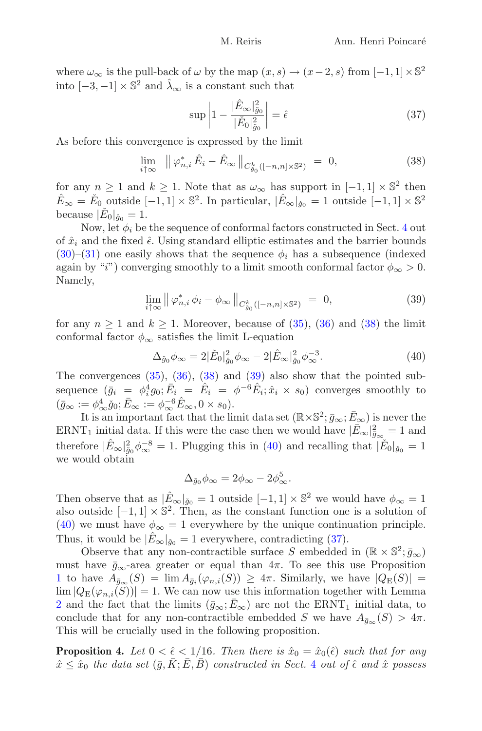where $\omega_\infty$ is the pull-back of $\omega$ by the map $(x,s) \to (x-2,s)$ from $[-1,1]\times\mathbb{S}^2$ into $[-3,-1]\times\mathbb{S}^2$ and $\hat{\lambda}_\infty$ is a constant such that

$$\sup\left|1-\frac{|\hat{E}_\infty|^2_{\breve{g}_0}}{|\breve{E}_0|^2_{\breve{g}_0}}\right| = \hat{\epsilon} \tag{37}$$

As before this convergence is expressed by the limit

$$\lim_{i\uparrow\infty} \ \| \, \varphi^*_{n,i}\, \hat{E}_i - \hat{E}_\infty \, \|_{C^k_{\breve{g}_0}([-n,n]\times\mathbb{S}^2)} \ = \ 0, \tag{38}$$

for any $n \geq 1$ and $k \geq 1$. Note that as $\omega_\infty$ has support in $[-1,1]\times\mathbb{S}^2$ then $\hat{E}_\infty = \breve{E}_0$ outside $[-1,1]\times\mathbb{S}^2$. In particular, $|\hat{E}_\infty|_{\breve{g}_0} = 1$ outside $[-1,1]\times\mathbb{S}^2$ because $|\breve{E}_0|_{\breve{g}_0} = 1$.

Now, let $\phi_i$ be the sequence of conformal factors constructed in Sect. 4 out of $\hat{x}_i$ and the fixed $\hat{\epsilon}$. Using standard elliptic estimates and the barrier bounds (30)–(31) one easily shows that the sequence $\phi_i$ has a subsequence (indexed again by "$i$") converging smoothly to a limit smooth conformal factor $\phi_\infty > 0$. Namely,

$$\lim_{i\uparrow\infty} \| \, \varphi^*_{n,i}\, \phi_i - \phi_\infty \, \|_{C^k_{\breve{g}_0}([-n,n]\times\mathbb{S}^2)} \ = \ 0, \tag{39}$$

for any $n \geq 1$ and $k \geq 1$. Moreover, because of (35), (36) and (38) the limit conformal factor $\phi_\infty$ satisfies the limit L-equation

$$\Delta_{\breve{g}_0}\phi_\infty = 2|\breve{E}_0|^2_{\breve{g}_0}\phi_\infty - 2|\hat{E}_\infty|^2_{\breve{g}_0}\phi_\infty^{-3}. \tag{40}$$

The convergences (35), (36), (38) and (39) also show that the pointed subsequence $(\bar{g}_i = \phi_i^4 g_0; \bar{E}_i = \hat{E}_i = \phi^{-6}\hat{E}_i; \hat{x}_i \times s_0)$ converges smoothly to $(\bar{g}_\infty := \phi_\infty^4\breve{g}_0; \bar{E}_\infty := \phi_\infty^{-6}\hat{E}_\infty, 0\times s_0)$.

It is an important fact that the limit data set $(\mathbb{R}\times\mathbb{S}^2; \bar{g}_\infty; \bar{E}_\infty)$ is never the ERNT$_1$ initial data. If this were the case then we would have $|\bar{E}_\infty|^2_{\bar{g}_\infty} = 1$ and therefore $|\hat{E}_\infty|^2_{\breve{g}_0}\phi_\infty^{-8} = 1$. Plugging this in (40) and recalling that $|\breve{E}_0|_{\breve{g}_0} = 1$ we would obtain

$$\Delta_{\breve{g}_0}\phi_\infty = 2\phi_\infty - 2\phi_\infty^5.$$

Then observe that as $|\hat{E}_\infty|_{\breve{g}_0} = 1$ outside $[-1,1]\times\mathbb{S}^2$ we would have $\phi_\infty = 1$ also outside $[-1,1]\times\mathbb{S}^2$. Then, as the constant function one is a solution of (40) we must have $\phi_\infty = 1$ everywhere by the unique continuation principle. Thus, it would be $|\hat{E}_\infty|_{\breve{g}_0} = 1$ everywhere, contradicting (37).

Observe that any non-contractible surface $S$ embedded in $(\mathbb{R}\times\mathbb{S}^2; \bar{g}_\infty)$ must have $\bar{g}_\infty$-area greater or equal than $4\pi$. To see this use Proposition 1 to have $A_{\bar{g}_\infty}(S) = \lim A_{\bar{g}_i}(\varphi_{n,i}(S)) \geq 4\pi$. Similarly, we have $|Q_{\mathrm{E}}(S)| = \lim |Q_{\mathrm{E}}(\varphi_{n,i}(S))| = 1$. We can now use this information together with Lemma 2 and the fact that the limits $(\bar{g}_\infty; \bar{E}_\infty)$ are not the ERNT$_1$ initial data, to conclude that for any non-contractible embedded $S$ we have $A_{\bar{g}_\infty}(S) > 4\pi$. This will be crucially used in the following proposition.

**Proposition 4.** *Let $0 < \hat{\epsilon} < 1/16$. Then there is $\hat{x}_0 = \hat{x}_0(\hat{\epsilon})$ such that for any $\hat{x} \leq \hat{x}_0$ the data set $(\bar{g}, \bar{K}; \bar{E}, \bar{B})$ constructed in Sect. 4 out of $\hat{\epsilon}$ and $\hat{x}$ possess*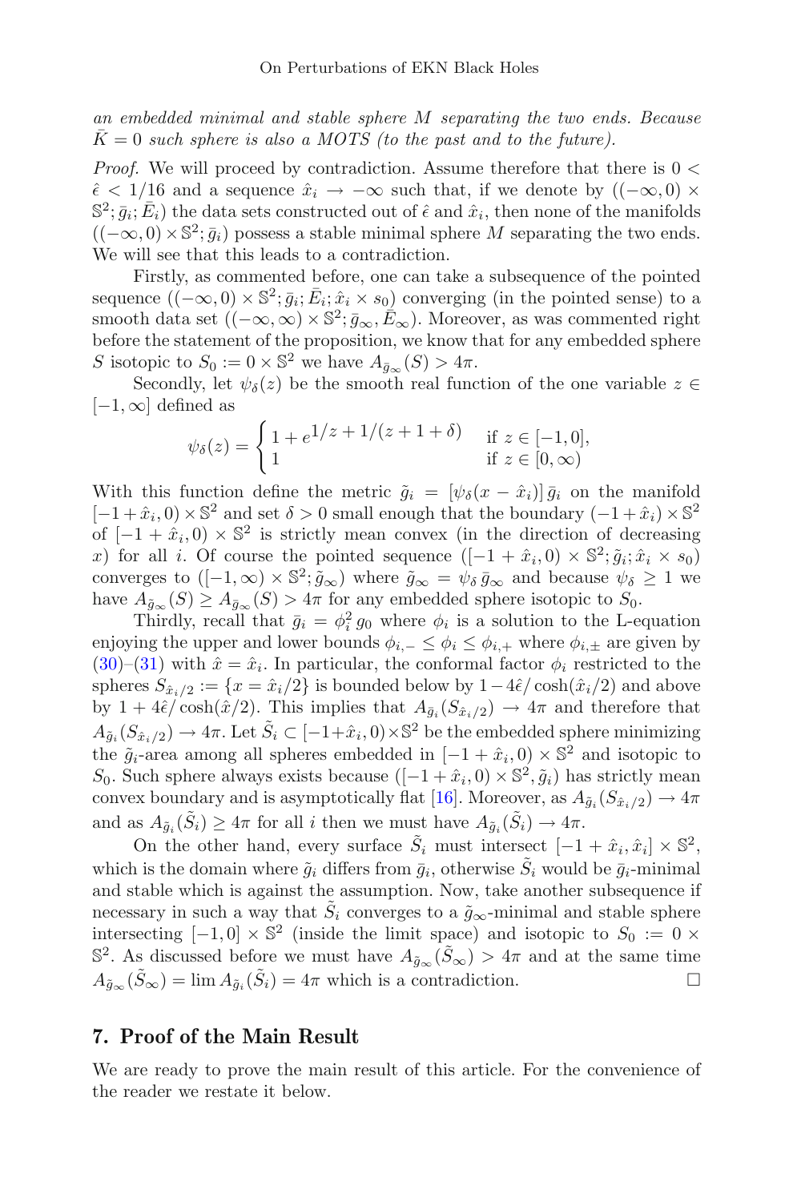*an embedded minimal and stable sphere $M$ separating the two ends. Because $\bar{K}=0$ such sphere is also a MOTS (to the past and to the future).*

*Proof.* We will proceed by contradiction. Assume therefore that there is $0 < \hat{\epsilon} < 1/16$ and a sequence $\hat{x}_i \to -\infty$ such that, if we denote by $((-\infty,0)\times \mathbb{S}^2; \bar{g}_i; \bar{E}_i)$ the data sets constructed out of $\hat{\epsilon}$ and $\hat{x}_i$, then none of the manifolds $((-\infty,0)\times\mathbb{S}^2;\bar{g}_i)$ possess a stable minimal sphere $M$ separating the two ends. We will see that this leads to a contradiction.

Firstly, as commented before, one can take a subsequence of the pointed sequence $((-\infty,0)\times\mathbb{S}^2;\bar{g}_i;\bar{E}_i;\hat{x}_i\times s_0)$ converging (in the pointed sense) to a smooth data set $((-\infty,\infty)\times\mathbb{S}^2;\bar{g}_\infty,\bar{E}_\infty)$. Moreover, as was commented right before the statement of the proposition, we know that for any embedded sphere $S$ isotopic to $S_0 := 0\times\mathbb{S}^2$ we have $A_{\bar{g}_\infty}(S) > 4\pi$.

Secondly, let $\psi_\delta(z)$ be the smooth real function of the one variable $z\in[-1,\infty]$ defined as

$$\psi_\delta(z) = \begin{cases} 1 + e^{1/z + 1/(z+1+\delta)} & \text{if } z\in[-1,0],\\ 1 & \text{if } z\in[0,\infty)\end{cases}$$

With this function define the metric $\tilde{g}_i = [\psi_\delta(x-\hat{x}_i)]\,\bar{g}_i$ on the manifold $[-1+\hat{x}_i,0)\times\mathbb{S}^2$ and set $\delta>0$ small enough that the boundary $(-1+\hat{x}_i)\times\mathbb{S}^2$ of $[-1+\hat{x}_i,0)\times\mathbb{S}^2$ is strictly mean convex (in the direction of decreasing $x$) for all $i$. Of course the pointed sequence $([-1+\hat{x}_i,0)\times\mathbb{S}^2;\tilde{g}_i;\hat{x}_i\times s_0)$ converges to $([-1,\infty)\times\mathbb{S}^2;\tilde{g}_\infty)$ where $\tilde{g}_\infty = \psi_\delta\,\bar{g}_\infty$ and because $\psi_\delta \geq 1$ we have $A_{\tilde{g}_\infty}(S)\geq A_{\bar{g}_\infty}(S) > 4\pi$ for any embedded sphere isotopic to $S_0$.

Thirdly, recall that $\bar{g}_i = \phi_i^2\,g_0$ where $\phi_i$ is a solution to the L-equation enjoying the upper and lower bounds $\phi_{i,-}\leq\phi_i\leq\phi_{i,+}$ where $\phi_{i,\pm}$ are given by (30)–(31) with $\hat{x}=\hat{x}_i$. In particular, the conformal factor $\phi_i$ restricted to the spheres $S_{\hat{x}_i/2} := \{x = \hat{x}_i/2\}$ is bounded below by $1-4\hat{\epsilon}/\cosh(\hat{x}_i/2)$ and above by $1+4\hat{\epsilon}/\cosh(\hat{x}/2)$. This implies that $A_{\bar{g}_i}(S_{\hat{x}_i/2})\to 4\pi$ and therefore that $A_{\tilde{g}_i}(S_{\hat{x}_i/2})\to 4\pi$. Let $\tilde{S}_i\subset[-1+\hat{x}_i,0)\times\mathbb{S}^2$ be the embedded sphere minimizing the $\tilde{g}_i$-area among all spheres embedded in $[-1+\hat{x}_i,0)\times\mathbb{S}^2$ and isotopic to $S_0$. Such sphere always exists because $([-1+\hat{x}_i,0)\times\mathbb{S}^2,\tilde{g}_i)$ has strictly mean convex boundary and is asymptotically flat [16]. Moreover, as $A_{\tilde{g}_i}(S_{\hat{x}_i/2})\to 4\pi$ and as $A_{\tilde{g}_i}(\tilde{S}_i)\geq 4\pi$ for all $i$ then we must have $A_{\tilde{g}_i}(\tilde{S}_i)\to 4\pi$.

On the other hand, every surface $\tilde{S}_i$ must intersect $[-1+\hat{x}_i,\hat{x}_i]\times\mathbb{S}^2$, which is the domain where $\tilde{g}_i$ differs from $\bar{g}_i$, otherwise $\tilde{S}_i$ would be $\bar{g}_i$-minimal and stable which is against the assumption. Now, take another subsequence if necessary in such a way that $\tilde{S}_i$ converges to a $\tilde{g}_\infty$-minimal and stable sphere intersecting $[-1,0]\times\mathbb{S}^2$ (inside the limit space) and isotopic to $S_0 := 0\times\mathbb{S}^2$. As discussed before we must have $A_{\tilde{g}_\infty}(\tilde{S}_\infty) > 4\pi$ and at the same time $A_{\tilde{g}_\infty}(\tilde{S}_\infty) = \lim A_{\tilde{g}_i}(\tilde{S}_i) = 4\pi$ which is a contradiction. □

## 7. Proof of the Main Result

We are ready to prove the main result of this article. For the convenience of the reader we restate it below.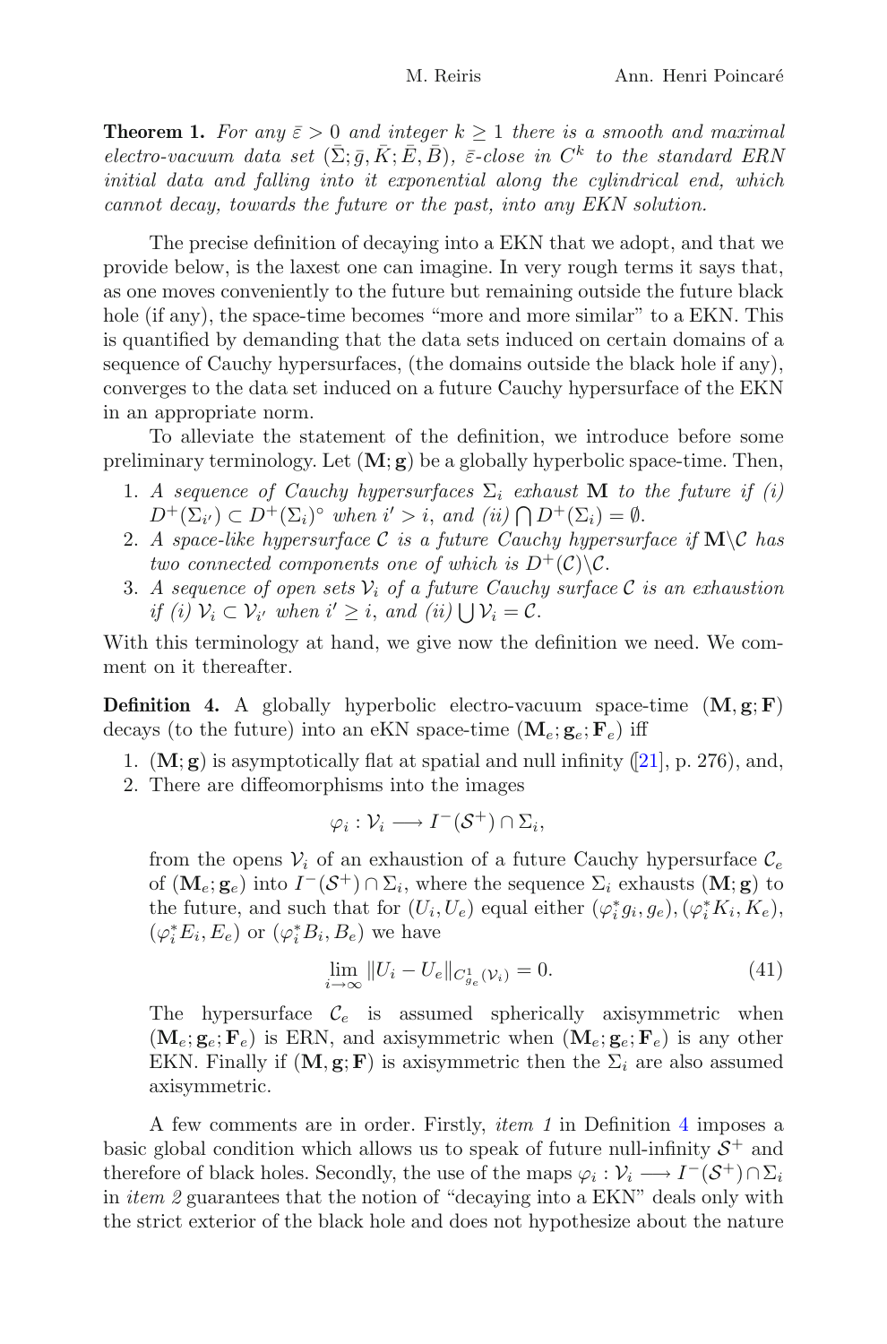**Theorem 1.** *For any $\bar{\varepsilon} > 0$ and integer $k \geq 1$ there is a smooth and maximal electro-vacuum data set $(\bar{\Sigma}; \bar{g}, \bar{K}; \bar{E}, \bar{B})$, $\bar{\varepsilon}$-close in $C^k$ to the standard ERN initial data and falling into it exponential along the cylindrical end, which cannot decay, towards the future or the past, into any EKN solution.*

The precise definition of decaying into a EKN that we adopt, and that we provide below, is the laxest one can imagine. In very rough terms it says that, as one moves conveniently to the future but remaining outside the future black hole (if any), the space-time becomes "more and more similar" to a EKN. This is quantified by demanding that the data sets induced on certain domains of a sequence of Cauchy hypersurfaces, (the domains outside the black hole if any), converges to the data set induced on a future Cauchy hypersurface of the EKN in an appropriate norm.

To alleviate the statement of the definition, we introduce before some preliminary terminology. Let $(\mathbf{M}; \mathbf{g})$ be a globally hyperbolic space-time. Then,

1. *A sequence of Cauchy hypersurfaces $\Sigma_i$ exhaust $\mathbf{M}$ to the future if (i) $D^+(\Sigma_{i'}) \subset D^+(\Sigma_i)^\circ$ when $i' > i$, and (ii) $\bigcap D^+(\Sigma_i) = \emptyset$.*
2. *A space-like hypersurface $\mathcal{C}$ is a future Cauchy hypersurface if $\mathbf{M} \backslash \mathcal{C}$ has two connected components one of which is $D^+(\mathcal{C}) \backslash \mathcal{C}$.*
3. *A sequence of open sets $\mathcal{V}_i$ of a future Cauchy surface $\mathcal{C}$ is an exhaustion if (i) $\mathcal{V}_i \subset \mathcal{V}_{i'}$ when $i' \geq i$, and (ii) $\bigcup \mathcal{V}_i = \mathcal{C}$.*

With this terminology at hand, we give now the definition we need. We comment on it thereafter.

**Definition 4.** A globally hyperbolic electro-vacuum space-time $(\mathbf{M}, \mathbf{g}; \mathbf{F})$ decays (to the future) into an eKN space-time $(\mathbf{M}_e; \mathbf{g}_e; \mathbf{F}_e)$ iff

1. $(\mathbf{M}; \mathbf{g})$ is asymptotically flat at spatial and null infinity ([21], p. 276), and,
2. There are diffeomorphisms into the images

$$\varphi_i : \mathcal{V}_i \longrightarrow I^-(\mathcal{S}^+) \cap \Sigma_i,$$

from the opens $\mathcal{V}_i$ of an exhaustion of a future Cauchy hypersurface $\mathcal{C}_e$ of $(\mathbf{M}_e; \mathbf{g}_e)$ into $I^-(\mathcal{S}^+) \cap \Sigma_i$, where the sequence $\Sigma_i$ exhausts $(\mathbf{M}; \mathbf{g})$ to the future, and such that for $(U_i, U_e)$ equal either $(\varphi_i^* g_i, g_e), (\varphi_i^* K_i, K_e)$, $(\varphi_i^* E_i, E_e)$ or $(\varphi_i^* B_i, B_e)$ we have

$$\lim_{i \to \infty} \|U_i - U_e\|_{C^1_{g_e}(\mathcal{V}_i)} = 0. \tag{41}$$

The hypersurface $\mathcal{C}_e$ is assumed spherically axisymmetric when $(\mathbf{M}_e; \mathbf{g}_e; \mathbf{F}_e)$ is ERN, and axisymmetric when $(\mathbf{M}_e; \mathbf{g}_e; \mathbf{F}_e)$ is any other EKN. Finally if $(\mathbf{M}, \mathbf{g}; \mathbf{F})$ is axisymmetric then the $\Sigma_i$ are also assumed axisymmetric.

A few comments are in order. Firstly, *item 1* in Definition 4 imposes a basic global condition which allows us to speak of future null-infinity $\mathcal{S}^+$ and therefore of black holes. Secondly, the use of the maps $\varphi_i : \mathcal{V}_i \longrightarrow I^-(\mathcal{S}^+) \cap \Sigma_i$ in *item 2* guarantees that the notion of "decaying into a EKN" deals only with the strict exterior of the black hole and does not hypothesize about the nature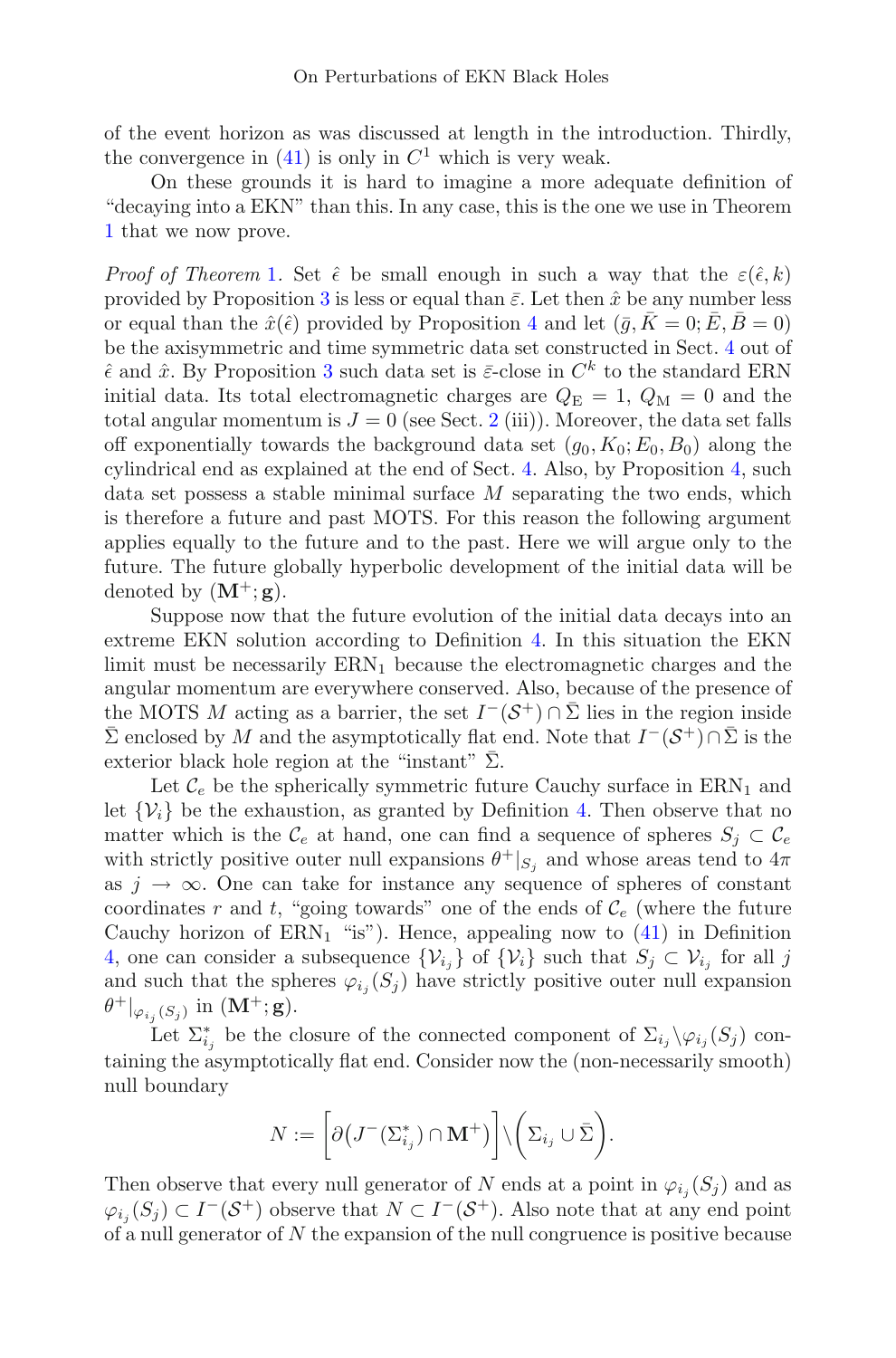of the event horizon as was discussed at length in the introduction. Thirdly, the convergence in (41) is only in $C^1$ which is very weak.

On these grounds it is hard to imagine a more adequate definition of "decaying into a EKN" than this. In any case, this is the one we use in Theorem 1 that we now prove.

*Proof of Theorem* 1. Set $\hat{\epsilon}$ be small enough in such a way that the $\varepsilon(\hat{\epsilon}, k)$ provided by Proposition 3 is less or equal than $\bar{\varepsilon}$. Let then $\hat{x}$ be any number less or equal than the $\hat{x}(\hat{\epsilon})$ provided by Proposition 4 and let $(\bar{g}, \bar{K} = 0; \bar{E}, \bar{B} = 0)$ be the axisymmetric and time symmetric data set constructed in Sect. 4 out of $\hat{\epsilon}$ and $\hat{x}$. By Proposition 3 such data set is $\bar{\varepsilon}$-close in $C^k$ to the standard ERN initial data. Its total electromagnetic charges are $Q_{\mathrm{E}} = 1$, $Q_{\mathrm{M}} = 0$ and the total angular momentum is $J = 0$ (see Sect. 2 (iii)). Moreover, the data set falls off exponentially towards the background data set $(g_0, K_0; E_0, B_0)$ along the cylindrical end as explained at the end of Sect. 4. Also, by Proposition 4, such data set possess a stable minimal surface $M$ separating the two ends, which is therefore a future and past MOTS. For this reason the following argument applies equally to the future and to the past. Here we will argue only to the future. The future globally hyperbolic development of the initial data will be denoted by $(\mathbf{M}^+; \mathbf{g})$.

Suppose now that the future evolution of the initial data decays into an extreme EKN solution according to Definition 4. In this situation the EKN limit must be necessarily $\mathrm{ERN}_1$ because the electromagnetic charges and the angular momentum are everywhere conserved. Also, because of the presence of the MOTS $M$ acting as a barrier, the set $I^-(\mathcal{S}^+) \cap \bar{\Sigma}$ lies in the region inside $\bar{\Sigma}$ enclosed by $M$ and the asymptotically flat end. Note that $I^-(\mathcal{S}^+) \cap \bar{\Sigma}$ is the exterior black hole region at the "instant" $\bar{\Sigma}$.

Let $\mathcal{C}_e$ be the spherically symmetric future Cauchy surface in $\mathrm{ERN}_1$ and let $\{\mathcal{V}_i\}$ be the exhaustion, as granted by Definition 4. Then observe that no matter which is the $\mathcal{C}_e$ at hand, one can find a sequence of spheres $S_j \subset \mathcal{C}_e$ with strictly positive outer null expansions $\theta^+|_{S_j}$ and whose areas tend to $4\pi$ as $j \to \infty$. One can take for instance any sequence of spheres of constant coordinates $r$ and $t$, "going towards" one of the ends of $\mathcal{C}_e$ (where the future Cauchy horizon of $\mathrm{ERN}_1$ "is"). Hence, appealing now to (41) in Definition 4, one can consider a subsequence $\{\mathcal{V}_{i_j}\}$ of $\{\mathcal{V}_i\}$ such that $S_j \subset \mathcal{V}_{i_j}$ for all $j$ and such that the spheres $\varphi_{i_j}(S_j)$ have strictly positive outer null expansion $\theta^+|_{\varphi_{i_j}(S_j)}$ in $(\mathbf{M}^+; \mathbf{g})$.

Let $\Sigma^*_{i_j}$ be the closure of the connected component of $\Sigma_{i_j} \backslash \varphi_{i_j}(S_j)$ containing the asymptotically flat end. Consider now the (non-necessarily smooth) null boundary

$$N := \left[\partial\left(J^-(\Sigma^*_{i_j}) \cap \mathbf{M}^+\right)\right] \backslash \left(\Sigma_{i_j} \cup \bar{\Sigma}\right).$$

Then observe that every null generator of $N$ ends at a point in $\varphi_{i_j}(S_j)$ and as $\varphi_{i_j}(S_j) \subset I^-(\mathcal{S}^+)$ observe that $N \subset I^-(\mathcal{S}^+)$. Also note that at any end point of a null generator of $N$ the expansion of the null congruence is positive because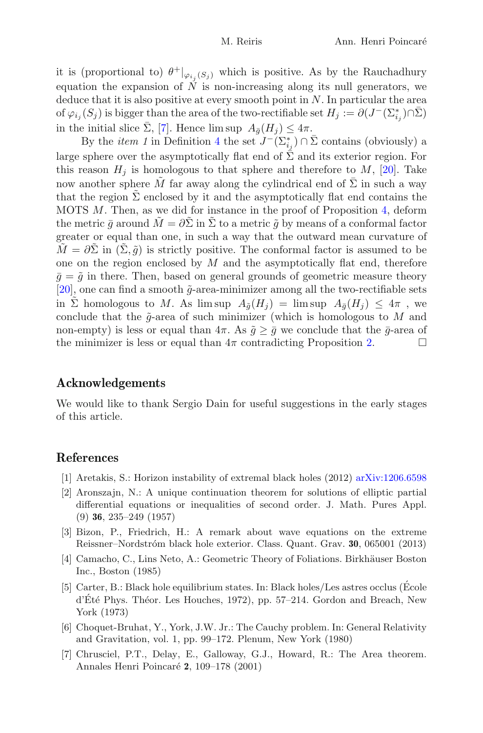it is (proportional to) $\theta^+|_{\varphi_{i_j}(S_j)}$ which is positive. As by the Rauchadhury equation the expansion of $N$ is non-increasing along its null generators, we deduce that it is also positive at every smooth point in $N$. In particular the area of $\varphi_{i_j}(S_j)$ is bigger than the area of the two-rectifiable set $H_j := \partial(J^-(\Sigma^*_{i_j}) \cap \bar{\Sigma})$ in the initial slice $\bar{\Sigma}$, [7]. Hence $\limsup\ A_{\bar{g}}(H_j) \leq 4\pi$.

By the *item 1* in Definition 4 the set $J^-(\Sigma^*_{i_j}) \cap \bar{\Sigma}$ contains (obviously) a large sphere over the asymptotically flat end of $\bar{\Sigma}$ and its exterior region. For this reason $H_j$ is homologous to that sphere and therefore to $M$, [20]. Take now another sphere $\tilde{M}$ far away along the cylindrical end of $\bar{\Sigma}$ in such a way that the region $\tilde{\Sigma}$ enclosed by it and the asymptotically flat end contains the MOTS $M$. Then, as we did for instance in the proof of Proposition 4, deform the metric $\bar{g}$ around $\tilde{M} = \partial\tilde{\Sigma}$ in $\tilde{\Sigma}$ to a metric $\tilde{g}$ by means of a conformal factor greater or equal than one, in such a way that the outward mean curvature of $\tilde{M} = \partial\tilde{\Sigma}$ in $(\tilde{\Sigma}, \tilde{g})$ is strictly positive. The conformal factor is assumed to be one on the region enclosed by $M$ and the asymptotically flat end, therefore $\bar{g} = \tilde{g}$ in there. Then, based on general grounds of geometric measure theory [20], one can find a smooth $\tilde{g}$-area-minimizer among all the two-rectifiable sets in $\tilde{\Sigma}$ homologous to $M$. As $\limsup\ A_{\tilde{g}}(H_j) = \limsup\ A_{\bar{g}}(H_j) \leq 4\pi$ , we conclude that the $\tilde{g}$-area of such minimizer (which is homologous to $M$ and non-empty) is less or equal than $4\pi$. As $\tilde{g} \geq \bar{g}$ we conclude that the $\bar{g}$-area of the minimizer is less or equal than $4\pi$ contradicting Proposition 2. □

## Acknowledgements

We would like to thank Sergio Dain for useful suggestions in the early stages of this article.

## References

[1] Aretakis, S.: Horizon instability of extremal black holes (2012) arXiv:1206.6598

[2] Aronszajn, N.: A unique continuation theorem for solutions of elliptic partial differential equations or inequalities of second order. J. Math. Pures Appl. (9) **36**, 235–249 (1957)

[3] Bizon, P., Friedrich, H.: A remark about wave equations on the extreme Reissner–Nordström black hole exterior. Class. Quant. Grav. **30**, 065001 (2013)

[4] Camacho, C., Lins Neto, A.: Geometric Theory of Foliations. Birkhäuser Boston Inc., Boston (1985)

[5] Carter, B.: Black hole equilibrium states. In: Black holes/Les astres occlus (École d'Été Phys. Théor. Les Houches, 1972), pp. 57–214. Gordon and Breach, New York (1973)

[6] Choquet-Bruhat, Y., York, J.W. Jr.: The Cauchy problem. In: General Relativity and Gravitation, vol. 1, pp. 99–172. Plenum, New York (1980)

[7] Chrusciel, P.T., Delay, E., Galloway, G.J., Howard, R.: The Area theorem. Annales Henri Poincaré **2**, 109–178 (2001)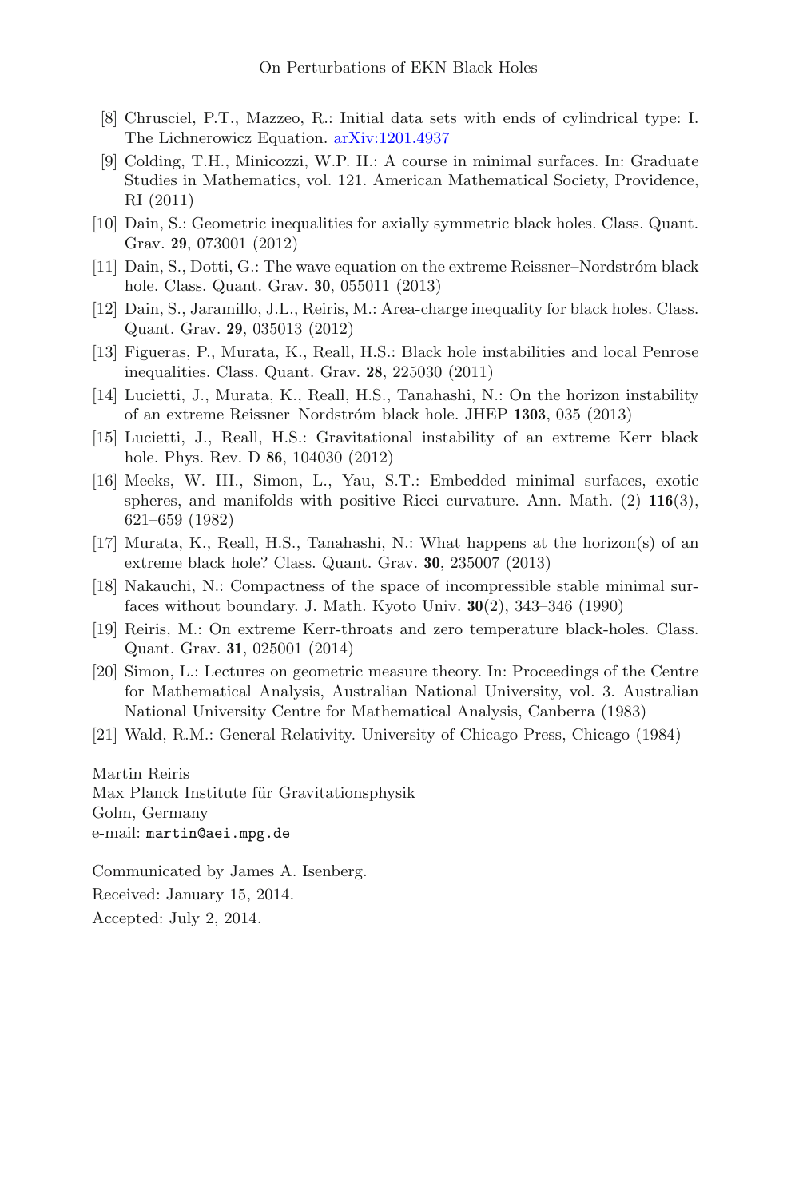[8] Chrusciel, P.T., Mazzeo, R.: Initial data sets with ends of cylindrical type: I. The Lichnerowicz Equation. arXiv:1201.4937

[9] Colding, T.H., Minicozzi, W.P. II.: A course in minimal surfaces. In: Graduate Studies in Mathematics, vol. 121. American Mathematical Society, Providence, RI (2011)

[10] Dain, S.: Geometric inequalities for axially symmetric black holes. Class. Quant. Grav. **29**, 073001 (2012)

[11] Dain, S., Dotti, G.: The wave equation on the extreme Reissner–Nordström black hole. Class. Quant. Grav. **30**, 055011 (2013)

[12] Dain, S., Jaramillo, J.L., Reiris, M.: Area-charge inequality for black holes. Class. Quant. Grav. **29**, 035013 (2012)

[13] Figueras, P., Murata, K., Reall, H.S.: Black hole instabilities and local Penrose inequalities. Class. Quant. Grav. **28**, 225030 (2011)

[14] Lucietti, J., Murata, K., Reall, H.S., Tanahashi, N.: On the horizon instability of an extreme Reissner–Nordström black hole. JHEP **1303**, 035 (2013)

[15] Lucietti, J., Reall, H.S.: Gravitational instability of an extreme Kerr black hole. Phys. Rev. D **86**, 104030 (2012)

[16] Meeks, W. III., Simon, L., Yau, S.T.: Embedded minimal surfaces, exotic spheres, and manifolds with positive Ricci curvature. Ann. Math. (2) **116**(3), 621–659 (1982)

[17] Murata, K., Reall, H.S., Tanahashi, N.: What happens at the horizon(s) of an extreme black hole? Class. Quant. Grav. **30**, 235007 (2013)

[18] Nakauchi, N.: Compactness of the space of incompressible stable minimal surfaces without boundary. J. Math. Kyoto Univ. **30**(2), 343–346 (1990)

[19] Reiris, M.: On extreme Kerr-throats and zero temperature black-holes. Class. Quant. Grav. **31**, 025001 (2014)

[20] Simon, L.: Lectures on geometric measure theory. In: Proceedings of the Centre for Mathematical Analysis, Australian National University, vol. 3. Australian National University Centre for Mathematical Analysis, Canberra (1983)

[21] Wald, R.M.: General Relativity. University of Chicago Press, Chicago (1984)

Martin Reiris
Max Planck Institute für Gravitationsphysik
Golm, Germany
e-mail: martin@aei.mpg.de

Communicated by James A. Isenberg.

Received: January 15, 2014.

Accepted: July 2, 2014.